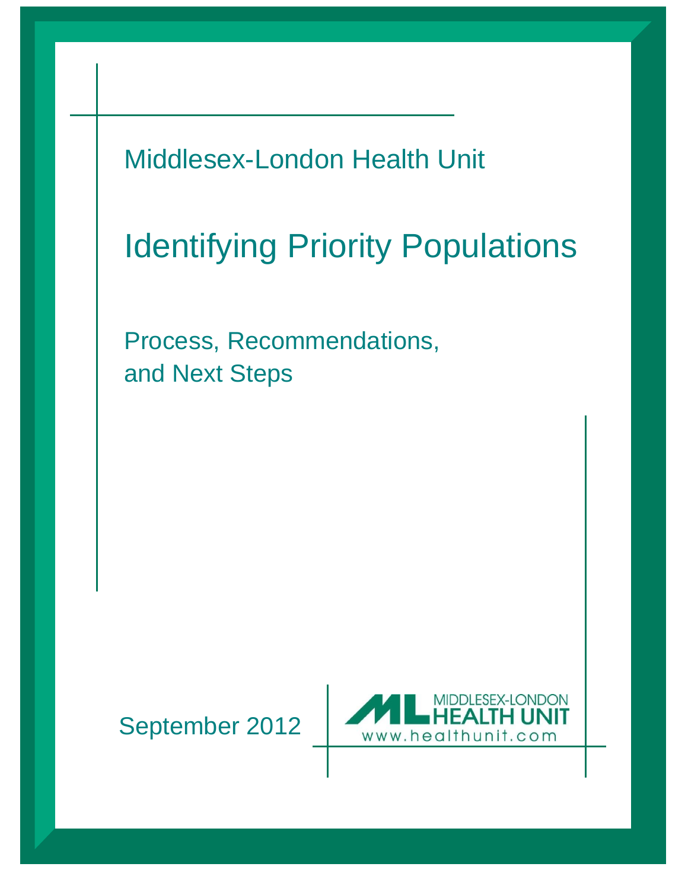Middlesex-London Health Unit

# Identifying Priority Populations

## Process, Recommendations, and Next Steps

September 2012

MIDDLESEX-LONDON HEALTH UNIT
www.healthunit.com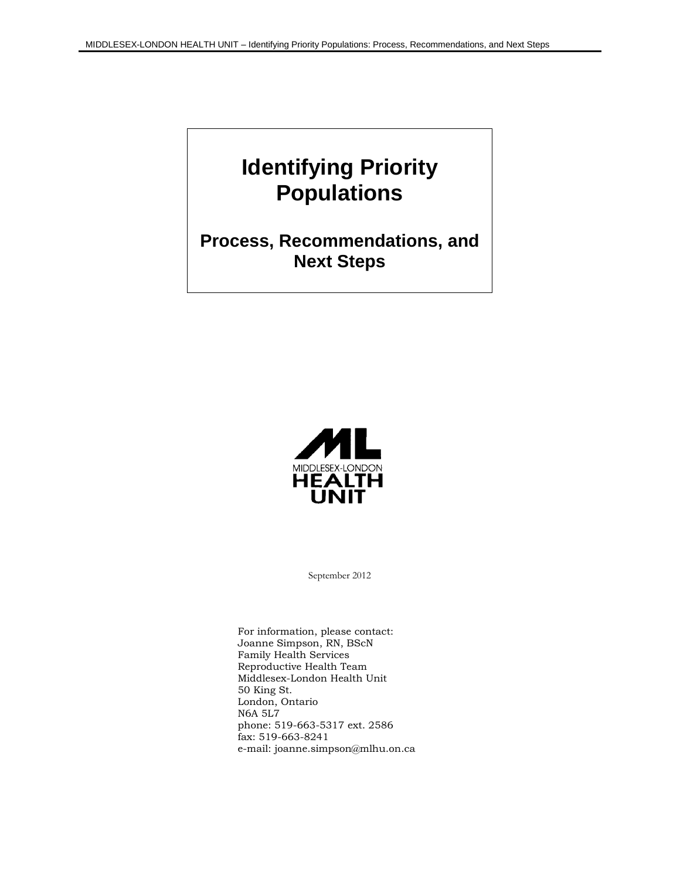# Identifying Priority Populations

## Process, Recommendations, and Next Steps

MIDDLESEX-LONDON HEALTH UNIT

September 2012

For information, please contact:
Joanne Simpson, RN, BScN
Family Health Services
Reproductive Health Team
Middlesex-London Health Unit
50 King St.
London, Ontario
N6A 5L7
phone: 519-663-5317 ext. 2586
fax: 519-663-8241
e-mail: joanne.simpson@mlhu.on.ca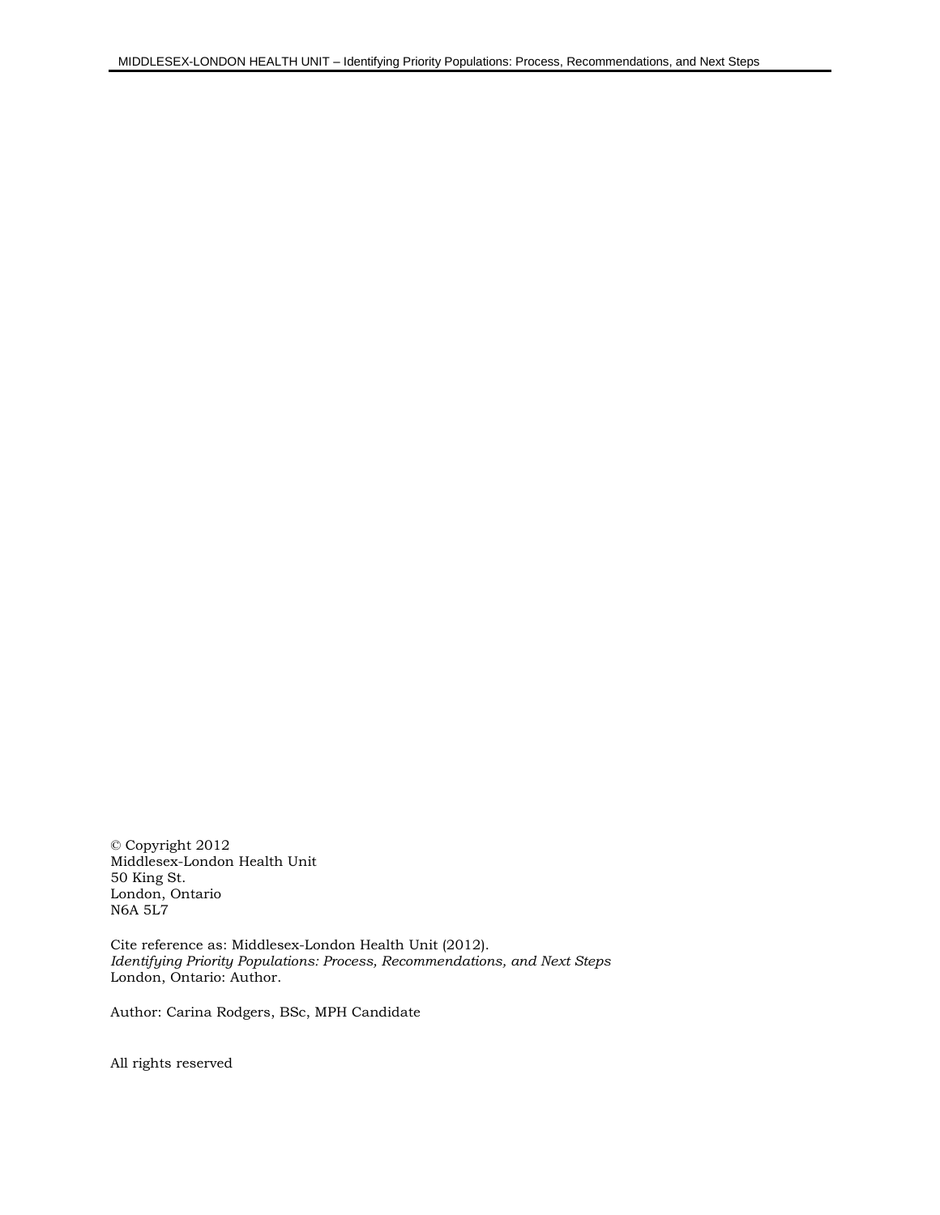© Copyright 2012
Middlesex-London Health Unit
50 King St.
London, Ontario
N6A 5L7

Cite reference as: Middlesex-London Health Unit (2012).
*Identifying Priority Populations: Process, Recommendations, and Next Steps*
London, Ontario: Author.

Author: Carina Rodgers, BSc, MPH Candidate

All rights reserved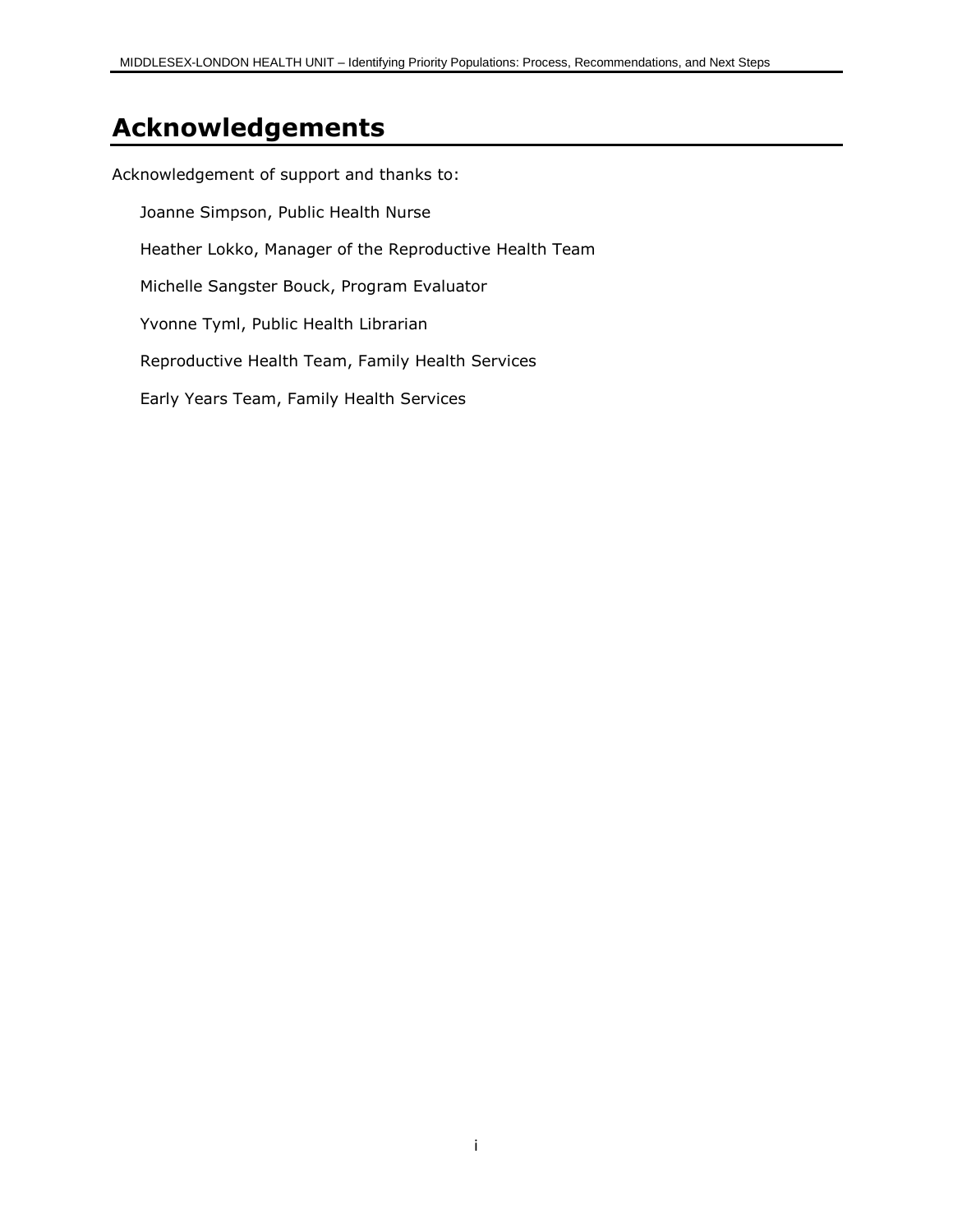# Acknowledgements

Acknowledgement of support and thanks to:

Joanne Simpson, Public Health Nurse

Heather Lokko, Manager of the Reproductive Health Team

Michelle Sangster Bouck, Program Evaluator

Yvonne Tyml, Public Health Librarian

Reproductive Health Team, Family Health Services

Early Years Team, Family Health Services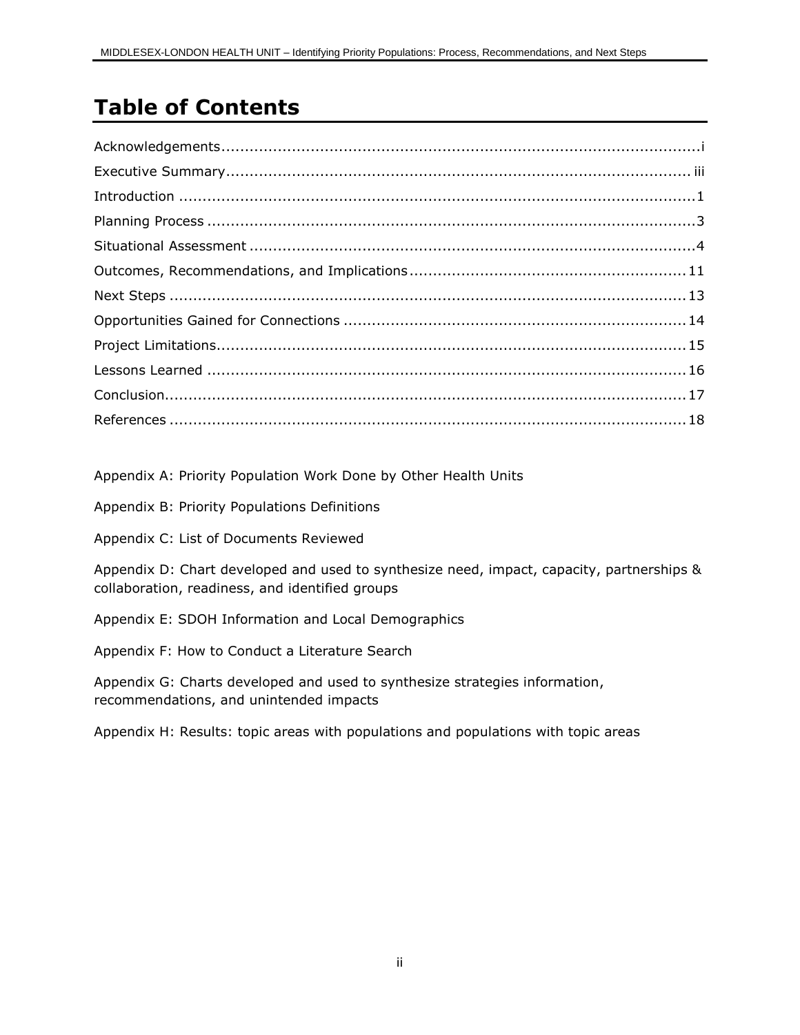# Table of Contents

Acknowledgements....................................................................................................i

Executive Summary.................................................................................................. iii

Introduction .............................................................................................................1

Planning Process ......................................................................................................3

Situational Assessment .............................................................................................4

Outcomes, Recommendations, and Implications.......................................................... 11

Next Steps ............................................................................................................. 13

Opportunities Gained for Connections ........................................................................ 14

Project Limitations................................................................................................... 15

Lessons Learned ..................................................................................................... 16

Conclusion.............................................................................................................. 17

References ............................................................................................................. 18

Appendix A: Priority Population Work Done by Other Health Units

Appendix B: Priority Populations Definitions

Appendix C: List of Documents Reviewed

Appendix D: Chart developed and used to synthesize need, impact, capacity, partnerships & collaboration, readiness, and identified groups

Appendix E: SDOH Information and Local Demographics

Appendix F: How to Conduct a Literature Search

Appendix G: Charts developed and used to synthesize strategies information, recommendations, and unintended impacts

Appendix H: Results: topic areas with populations and populations with topic areas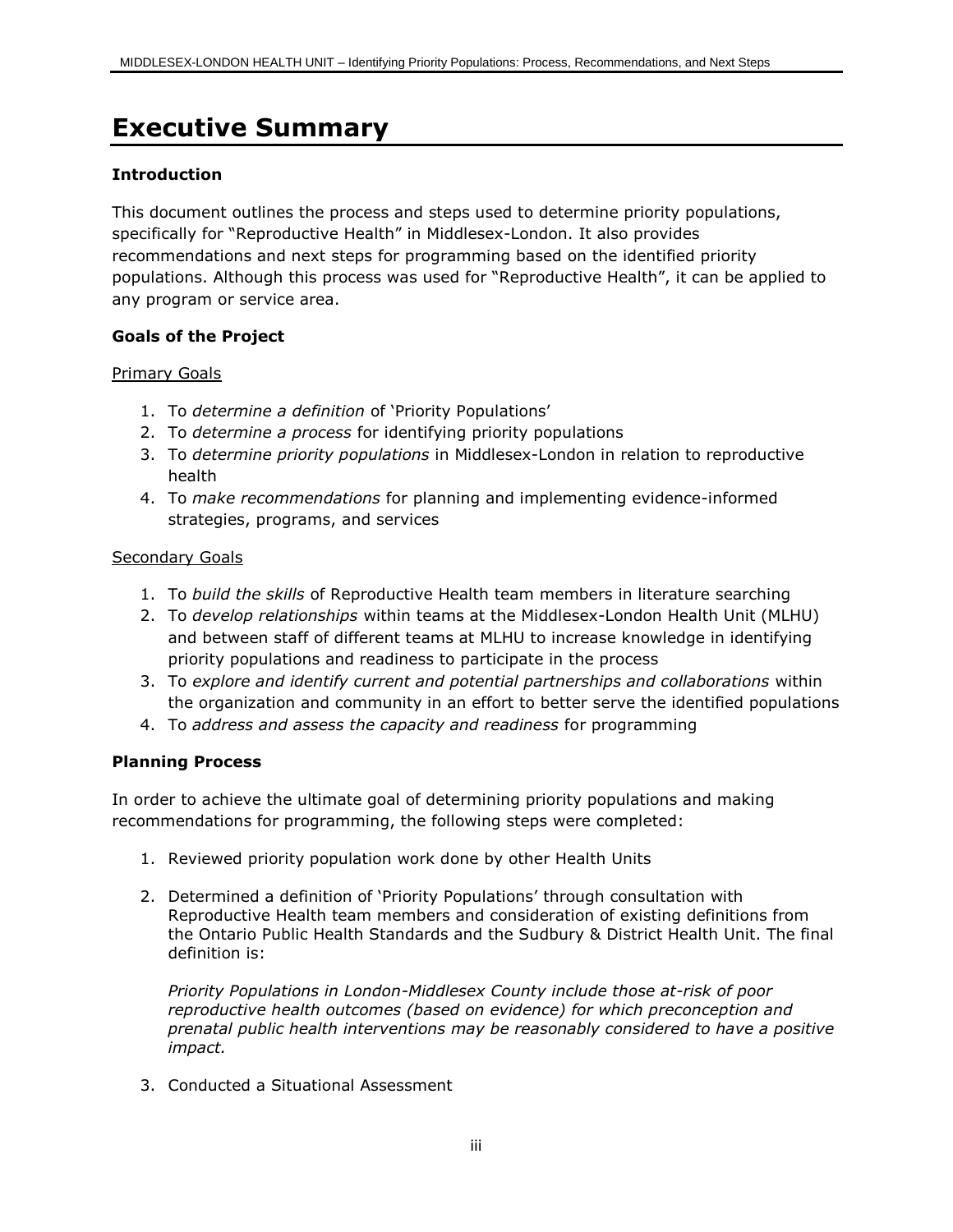# Executive Summary

**Introduction**

This document outlines the process and steps used to determine priority populations, specifically for "Reproductive Health" in Middlesex-London. It also provides recommendations and next steps for programming based on the identified priority populations. Although this process was used for "Reproductive Health", it can be applied to any program or service area.

**Goals of the Project**

Primary Goals

1. To *determine a definition* of 'Priority Populations'
2. To *determine a process* for identifying priority populations
3. To *determine priority populations* in Middlesex-London in relation to reproductive health
4. To *make recommendations* for planning and implementing evidence-informed strategies, programs, and services

Secondary Goals

1. To *build the skills* of Reproductive Health team members in literature searching
2. To *develop relationships* within teams at the Middlesex-London Health Unit (MLHU) and between staff of different teams at MLHU to increase knowledge in identifying priority populations and readiness to participate in the process
3. To *explore and identify current and potential partnerships and collaborations* within the organization and community in an effort to better serve the identified populations
4. To *address and assess the capacity and readiness* for programming

**Planning Process**

In order to achieve the ultimate goal of determining priority populations and making recommendations for programming, the following steps were completed:

1. Reviewed priority population work done by other Health Units

2. Determined a definition of 'Priority Populations' through consultation with Reproductive Health team members and consideration of existing definitions from the Ontario Public Health Standards and the Sudbury & District Health Unit. The final definition is:

   *Priority Populations in London-Middlesex County include those at-risk of poor reproductive health outcomes (based on evidence) for which preconception and prenatal public health interventions may be reasonably considered to have a positive impact.*

3. Conducted a Situational Assessment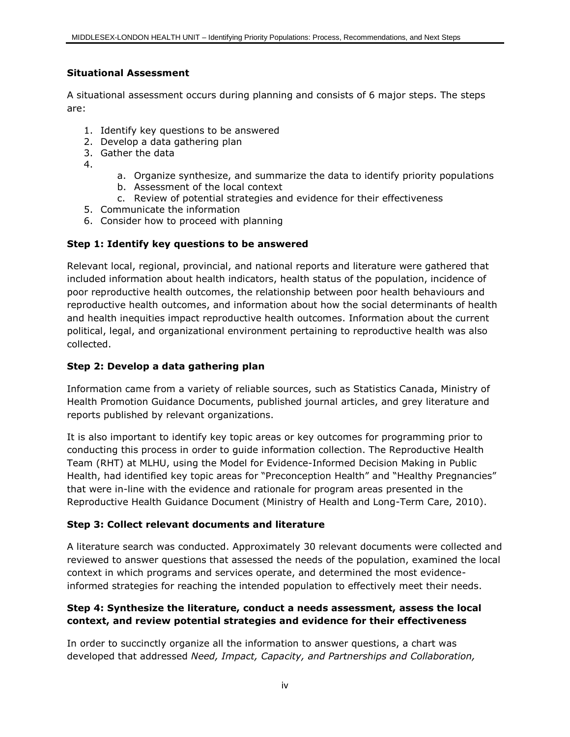### Situational Assessment

A situational assessment occurs during planning and consists of 6 major steps. The steps are:

1. Identify key questions to be answered
2. Develop a data gathering plan
3. Gather the data
4. 
    a. Organize synthesize, and summarize the data to identify priority populations
    b. Assessment of the local context
    c. Review of potential strategies and evidence for their effectiveness
5. Communicate the information
6. Consider how to proceed with planning

#### Step 1: Identify key questions to be answered

Relevant local, regional, provincial, and national reports and literature were gathered that included information about health indicators, health status of the population, incidence of poor reproductive health outcomes, the relationship between poor health behaviours and reproductive health outcomes, and information about how the social determinants of health and health inequities impact reproductive health outcomes. Information about the current political, legal, and organizational environment pertaining to reproductive health was also collected.

#### Step 2: Develop a data gathering plan

Information came from a variety of reliable sources, such as Statistics Canada, Ministry of Health Promotion Guidance Documents, published journal articles, and grey literature and reports published by relevant organizations.

It is also important to identify key topic areas or key outcomes for programming prior to conducting this process in order to guide information collection. The Reproductive Health Team (RHT) at MLHU, using the Model for Evidence-Informed Decision Making in Public Health, had identified key topic areas for "Preconception Health" and "Healthy Pregnancies" that were in-line with the evidence and rationale for program areas presented in the Reproductive Health Guidance Document (Ministry of Health and Long-Term Care, 2010).

#### Step 3: Collect relevant documents and literature

A literature search was conducted. Approximately 30 relevant documents were collected and reviewed to answer questions that assessed the needs of the population, examined the local context in which programs and services operate, and determined the most evidence-informed strategies for reaching the intended population to effectively meet their needs.

#### Step 4: Synthesize the literature, conduct a needs assessment, assess the local context, and review potential strategies and evidence for their effectiveness

In order to succinctly organize all the information to answer questions, a chart was developed that addressed *Need, Impact, Capacity, and Partnerships and Collaboration,*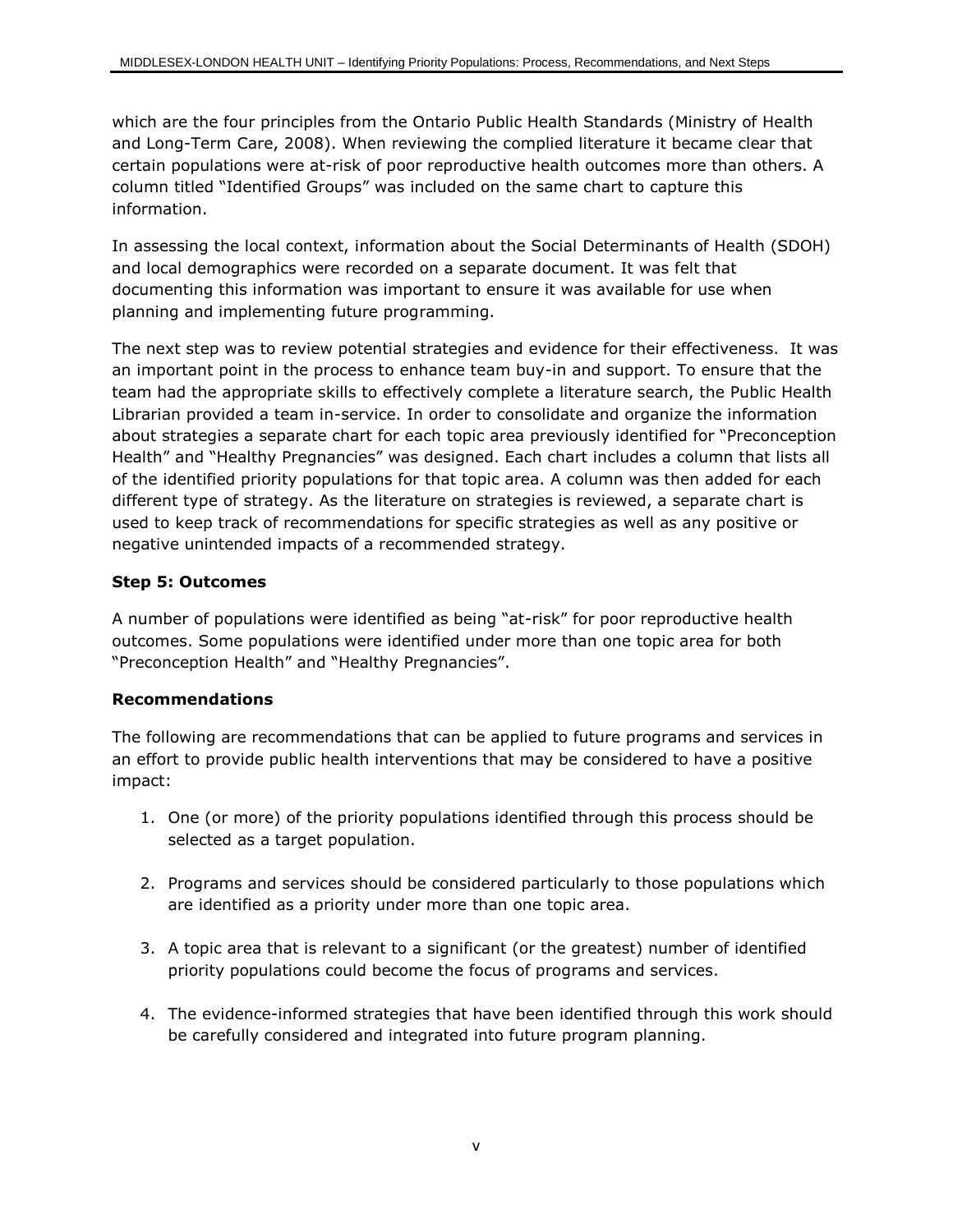which are the four principles from the Ontario Public Health Standards (Ministry of Health and Long-Term Care, 2008). When reviewing the complied literature it became clear that certain populations were at-risk of poor reproductive health outcomes more than others. A column titled "Identified Groups" was included on the same chart to capture this information.

In assessing the local context, information about the Social Determinants of Health (SDOH) and local demographics were recorded on a separate document. It was felt that documenting this information was important to ensure it was available for use when planning and implementing future programming.

The next step was to review potential strategies and evidence for their effectiveness. It was an important point in the process to enhance team buy-in and support. To ensure that the team had the appropriate skills to effectively complete a literature search, the Public Health Librarian provided a team in-service. In order to consolidate and organize the information about strategies a separate chart for each topic area previously identified for "Preconception Health" and "Healthy Pregnancies" was designed. Each chart includes a column that lists all of the identified priority populations for that topic area. A column was then added for each different type of strategy. As the literature on strategies is reviewed, a separate chart is used to keep track of recommendations for specific strategies as well as any positive or negative unintended impacts of a recommended strategy.

**Step 5: Outcomes**

A number of populations were identified as being "at-risk" for poor reproductive health outcomes. Some populations were identified under more than one topic area for both "Preconception Health" and "Healthy Pregnancies".

**Recommendations**

The following are recommendations that can be applied to future programs and services in an effort to provide public health interventions that may be considered to have a positive impact:

1. One (or more) of the priority populations identified through this process should be selected as a target population.

2. Programs and services should be considered particularly to those populations which are identified as a priority under more than one topic area.

3. A topic area that is relevant to a significant (or the greatest) number of identified priority populations could become the focus of programs and services.

4. The evidence-informed strategies that have been identified through this work should be carefully considered and integrated into future program planning.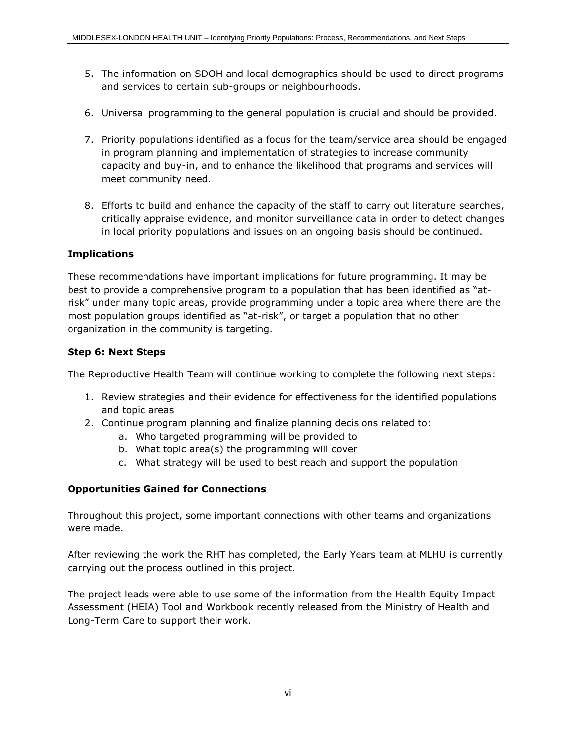5. The information on SDOH and local demographics should be used to direct programs and services to certain sub-groups or neighbourhoods.

6. Universal programming to the general population is crucial and should be provided.

7. Priority populations identified as a focus for the team/service area should be engaged in program planning and implementation of strategies to increase community capacity and buy-in, and to enhance the likelihood that programs and services will meet community need.

8. Efforts to build and enhance the capacity of the staff to carry out literature searches, critically appraise evidence, and monitor surveillance data in order to detect changes in local priority populations and issues on an ongoing basis should be continued.

**Implications**

These recommendations have important implications for future programming. It may be best to provide a comprehensive program to a population that has been identified as "at-risk" under many topic areas, provide programming under a topic area where there are the most population groups identified as "at-risk", or target a population that no other organization in the community is targeting.

**Step 6: Next Steps**

The Reproductive Health Team will continue working to complete the following next steps:

1. Review strategies and their evidence for effectiveness for the identified populations and topic areas
2. Continue program planning and finalize planning decisions related to:
    a. Who targeted programming will be provided to
    b. What topic area(s) the programming will cover
    c. What strategy will be used to best reach and support the population

**Opportunities Gained for Connections**

Throughout this project, some important connections with other teams and organizations were made.

After reviewing the work the RHT has completed, the Early Years team at MLHU is currently carrying out the process outlined in this project.

The project leads were able to use some of the information from the Health Equity Impact Assessment (HEIA) Tool and Workbook recently released from the Ministry of Health and Long-Term Care to support their work.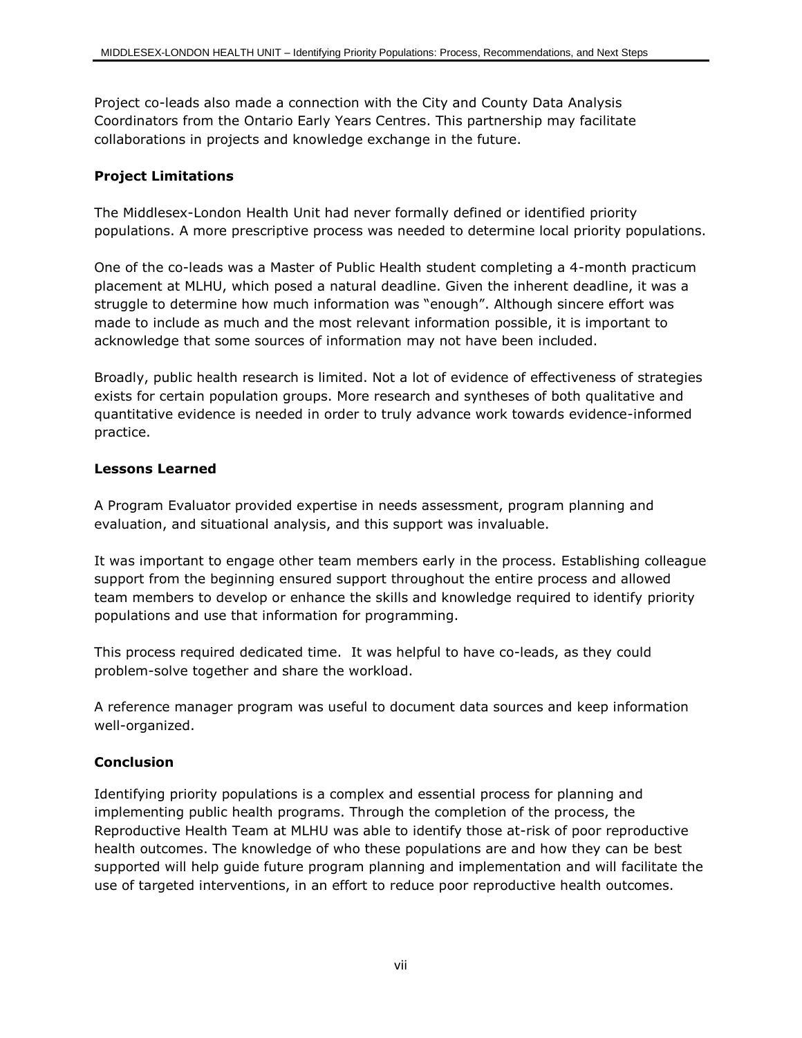Project co-leads also made a connection with the City and County Data Analysis Coordinators from the Ontario Early Years Centres. This partnership may facilitate collaborations in projects and knowledge exchange in the future.

**Project Limitations**

The Middlesex-London Health Unit had never formally defined or identified priority populations. A more prescriptive process was needed to determine local priority populations.

One of the co-leads was a Master of Public Health student completing a 4-month practicum placement at MLHU, which posed a natural deadline. Given the inherent deadline, it was a struggle to determine how much information was "enough". Although sincere effort was made to include as much and the most relevant information possible, it is important to acknowledge that some sources of information may not have been included.

Broadly, public health research is limited. Not a lot of evidence of effectiveness of strategies exists for certain population groups. More research and syntheses of both qualitative and quantitative evidence is needed in order to truly advance work towards evidence-informed practice.

**Lessons Learned**

A Program Evaluator provided expertise in needs assessment, program planning and evaluation, and situational analysis, and this support was invaluable.

It was important to engage other team members early in the process. Establishing colleague support from the beginning ensured support throughout the entire process and allowed team members to develop or enhance the skills and knowledge required to identify priority populations and use that information for programming.

This process required dedicated time. It was helpful to have co-leads, as they could problem-solve together and share the workload.

A reference manager program was useful to document data sources and keep information well-organized.

**Conclusion**

Identifying priority populations is a complex and essential process for planning and implementing public health programs. Through the completion of the process, the Reproductive Health Team at MLHU was able to identify those at-risk of poor reproductive health outcomes. The knowledge of who these populations are and how they can be best supported will help guide future program planning and implementation and will facilitate the use of targeted interventions, in an effort to reduce poor reproductive health outcomes.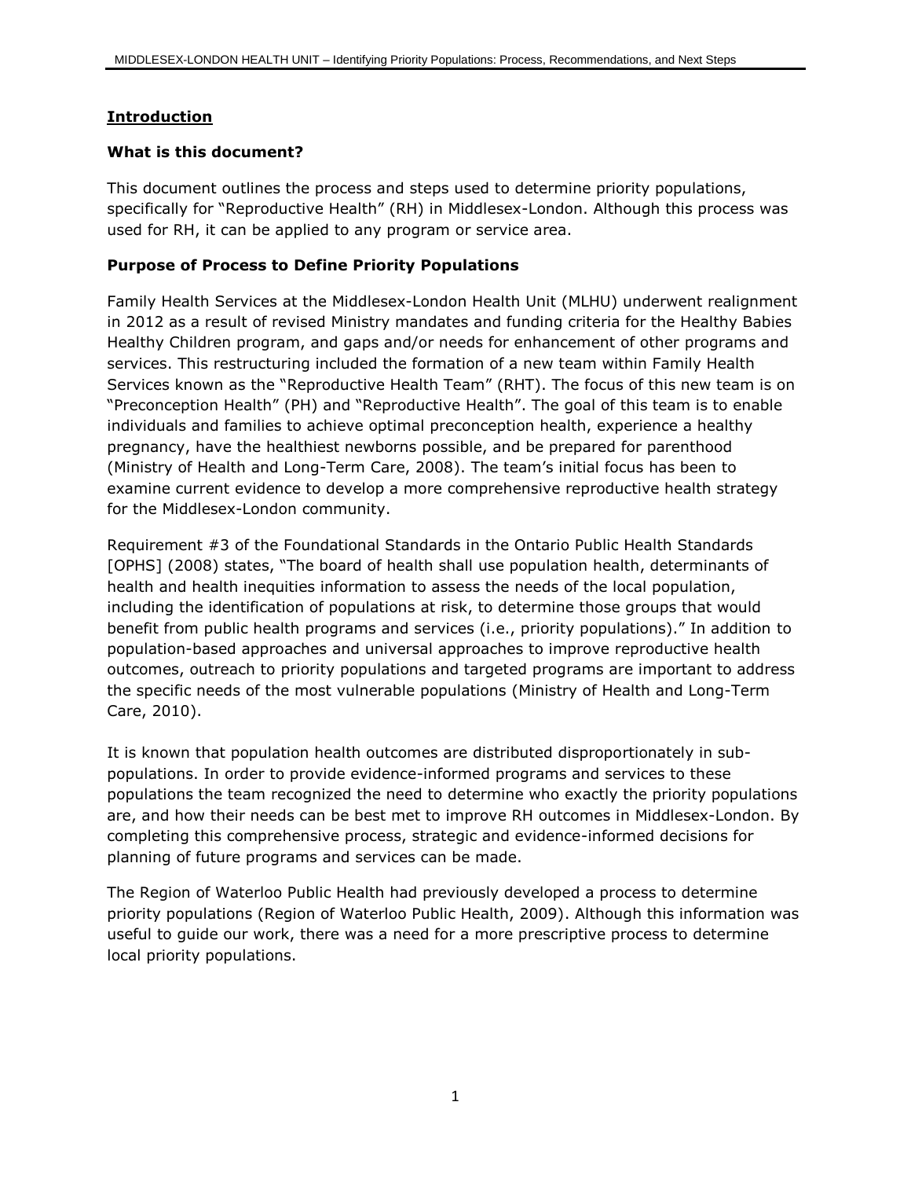## Introduction

### What is this document?

This document outlines the process and steps used to determine priority populations, specifically for "Reproductive Health" (RH) in Middlesex-London. Although this process was used for RH, it can be applied to any program or service area.

### Purpose of Process to Define Priority Populations

Family Health Services at the Middlesex-London Health Unit (MLHU) underwent realignment in 2012 as a result of revised Ministry mandates and funding criteria for the Healthy Babies Healthy Children program, and gaps and/or needs for enhancement of other programs and services. This restructuring included the formation of a new team within Family Health Services known as the "Reproductive Health Team" (RHT). The focus of this new team is on "Preconception Health" (PH) and "Reproductive Health". The goal of this team is to enable individuals and families to achieve optimal preconception health, experience a healthy pregnancy, have the healthiest newborns possible, and be prepared for parenthood (Ministry of Health and Long-Term Care, 2008). The team's initial focus has been to examine current evidence to develop a more comprehensive reproductive health strategy for the Middlesex-London community.

Requirement #3 of the Foundational Standards in the Ontario Public Health Standards [OPHS] (2008) states, "The board of health shall use population health, determinants of health and health inequities information to assess the needs of the local population, including the identification of populations at risk, to determine those groups that would benefit from public health programs and services (i.e., priority populations)." In addition to population-based approaches and universal approaches to improve reproductive health outcomes, outreach to priority populations and targeted programs are important to address the specific needs of the most vulnerable populations (Ministry of Health and Long-Term Care, 2010).

It is known that population health outcomes are distributed disproportionately in sub-populations. In order to provide evidence-informed programs and services to these populations the team recognized the need to determine who exactly the priority populations are, and how their needs can be best met to improve RH outcomes in Middlesex-London. By completing this comprehensive process, strategic and evidence-informed decisions for planning of future programs and services can be made.

The Region of Waterloo Public Health had previously developed a process to determine priority populations (Region of Waterloo Public Health, 2009). Although this information was useful to guide our work, there was a need for a more prescriptive process to determine local priority populations.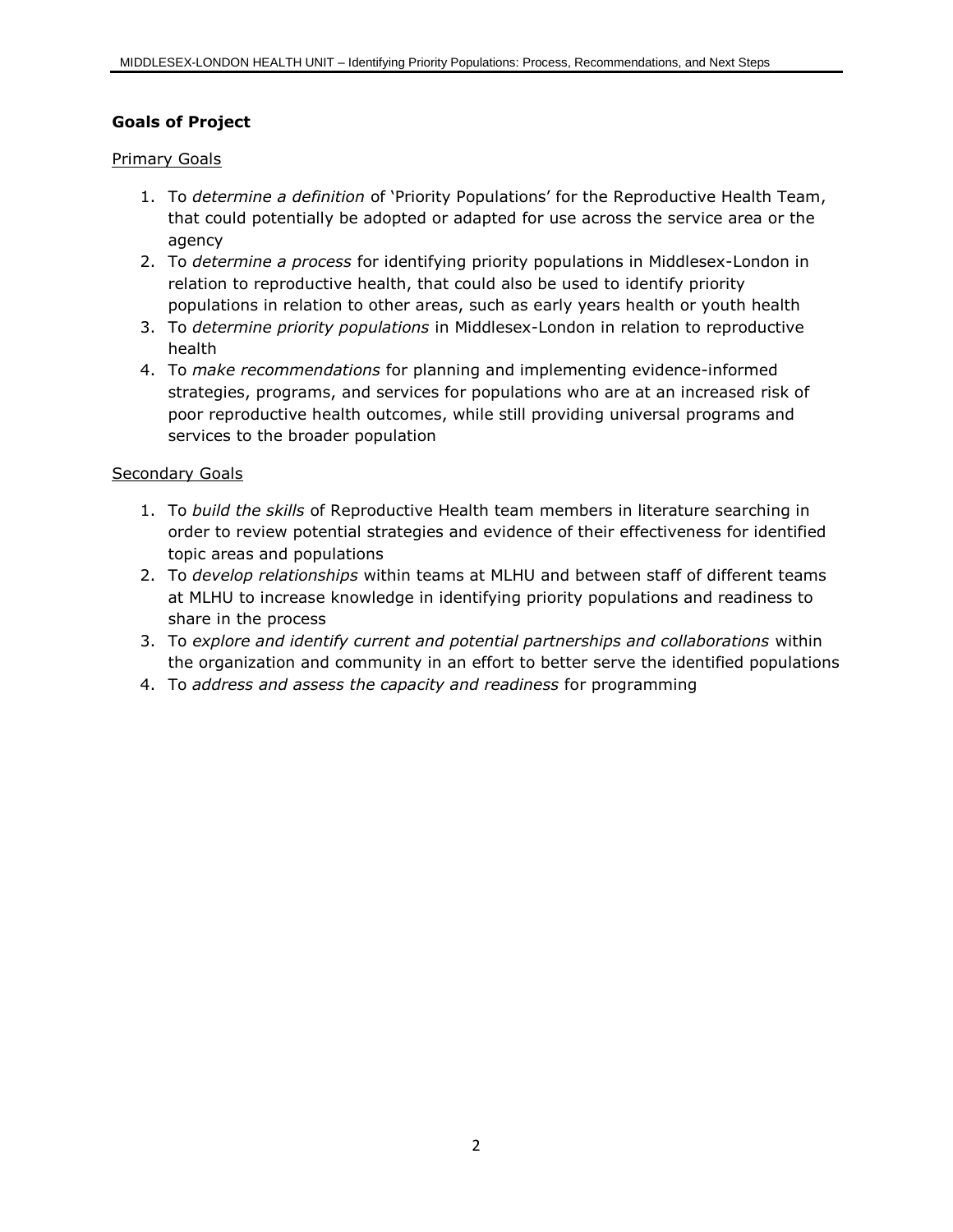**Goals of Project**

Primary Goals

1. To *determine a definition* of 'Priority Populations' for the Reproductive Health Team, that could potentially be adopted or adapted for use across the service area or the agency
2. To *determine a process* for identifying priority populations in Middlesex-London in relation to reproductive health, that could also be used to identify priority populations in relation to other areas, such as early years health or youth health
3. To *determine priority populations* in Middlesex-London in relation to reproductive health
4. To *make recommendations* for planning and implementing evidence-informed strategies, programs, and services for populations who are at an increased risk of poor reproductive health outcomes, while still providing universal programs and services to the broader population

Secondary Goals

1. To *build the skills* of Reproductive Health team members in literature searching in order to review potential strategies and evidence of their effectiveness for identified topic areas and populations
2. To *develop relationships* within teams at MLHU and between staff of different teams at MLHU to increase knowledge in identifying priority populations and readiness to share in the process
3. To *explore and identify current and potential partnerships and collaborations* within the organization and community in an effort to better serve the identified populations
4. To *address and assess the capacity and readiness* for programming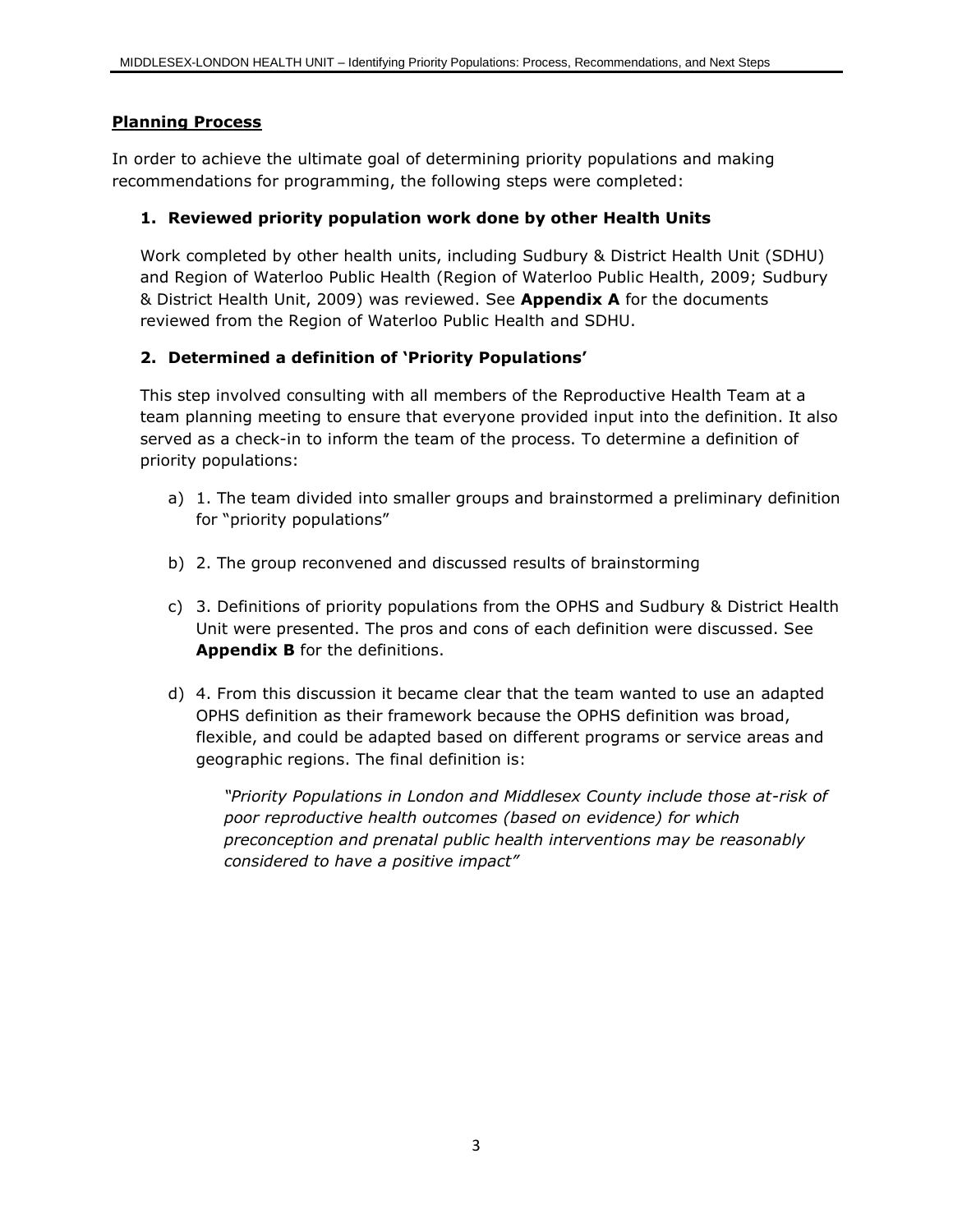**Planning Process**

In order to achieve the ultimate goal of determining priority populations and making recommendations for programming, the following steps were completed:

1. **Reviewed priority population work done by other Health Units**

   Work completed by other health units, including Sudbury & District Health Unit (SDHU) and Region of Waterloo Public Health (Region of Waterloo Public Health, 2009; Sudbury & District Health Unit, 2009) was reviewed. See **Appendix A** for the documents reviewed from the Region of Waterloo Public Health and SDHU.

2. **Determined a definition of 'Priority Populations'**

   This step involved consulting with all members of the Reproductive Health Team at a team planning meeting to ensure that everyone provided input into the definition. It also served as a check-in to inform the team of the process. To determine a definition of priority populations:

   a) 1. The team divided into smaller groups and brainstormed a preliminary definition for "priority populations"

   b) 2. The group reconvened and discussed results of brainstorming

   c) 3. Definitions of priority populations from the OPHS and Sudbury & District Health Unit were presented. The pros and cons of each definition were discussed. See **Appendix B** for the definitions.

   d) 4. From this discussion it became clear that the team wanted to use an adapted OPHS definition as their framework because the OPHS definition was broad, flexible, and could be adapted based on different programs or service areas and geographic regions. The final definition is:

      *"Priority Populations in London and Middlesex County include those at-risk of poor reproductive health outcomes (based on evidence) for which preconception and prenatal public health interventions may be reasonably considered to have a positive impact"*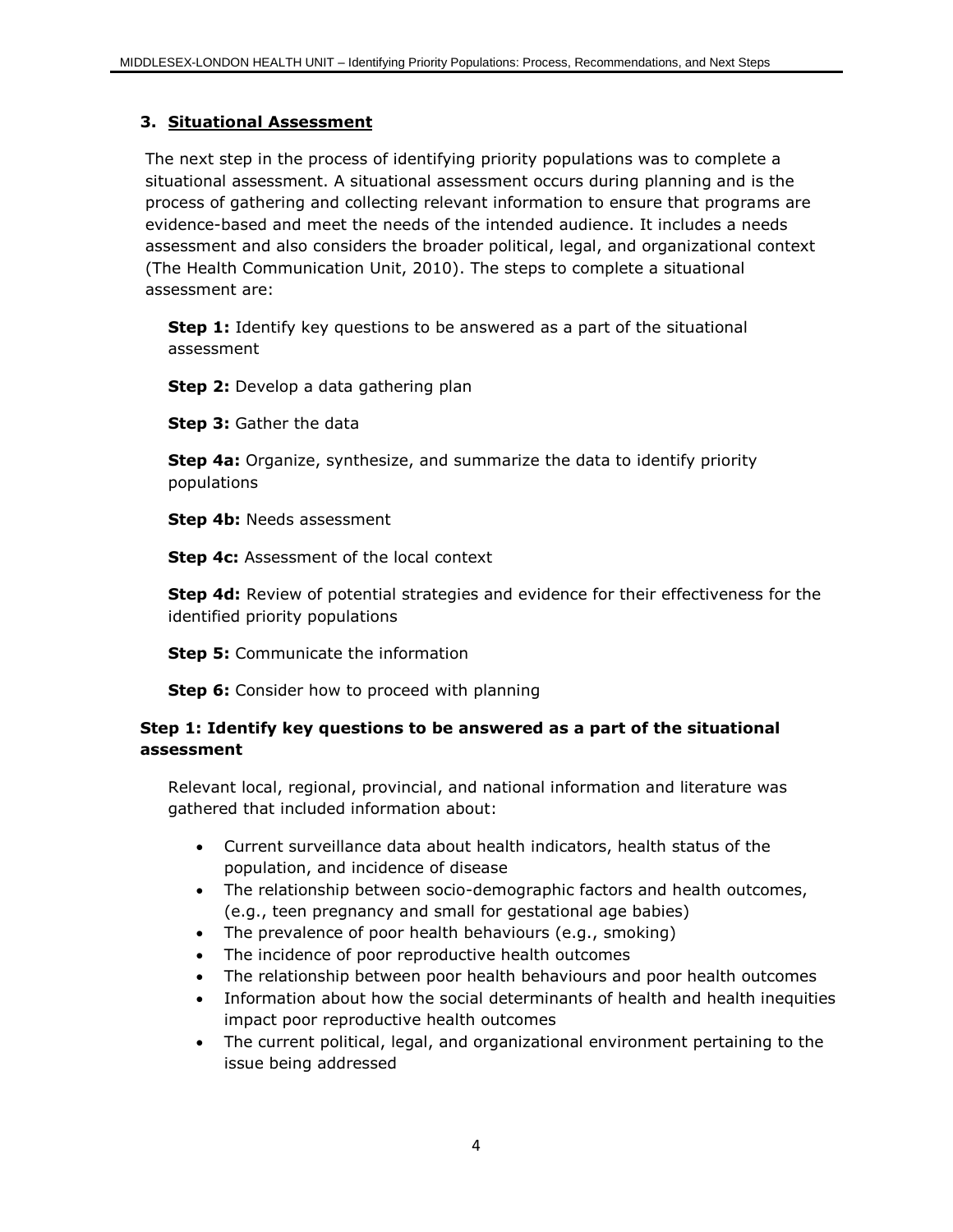## 3. Situational Assessment

The next step in the process of identifying priority populations was to complete a situational assessment. A situational assessment occurs during planning and is the process of gathering and collecting relevant information to ensure that programs are evidence-based and meet the needs of the intended audience. It includes a needs assessment and also considers the broader political, legal, and organizational context (The Health Communication Unit, 2010). The steps to complete a situational assessment are:

**Step 1:** Identify key questions to be answered as a part of the situational assessment

**Step 2:** Develop a data gathering plan

**Step 3:** Gather the data

**Step 4a:** Organize, synthesize, and summarize the data to identify priority populations

**Step 4b:** Needs assessment

**Step 4c:** Assessment of the local context

**Step 4d:** Review of potential strategies and evidence for their effectiveness for the identified priority populations

**Step 5:** Communicate the information

**Step 6:** Consider how to proceed with planning

### Step 1: Identify key questions to be answered as a part of the situational assessment

Relevant local, regional, provincial, and national information and literature was gathered that included information about:

- Current surveillance data about health indicators, health status of the population, and incidence of disease
- The relationship between socio-demographic factors and health outcomes, (e.g., teen pregnancy and small for gestational age babies)
- The prevalence of poor health behaviours (e.g., smoking)
- The incidence of poor reproductive health outcomes
- The relationship between poor health behaviours and poor health outcomes
- Information about how the social determinants of health and health inequities impact poor reproductive health outcomes
- The current political, legal, and organizational environment pertaining to the issue being addressed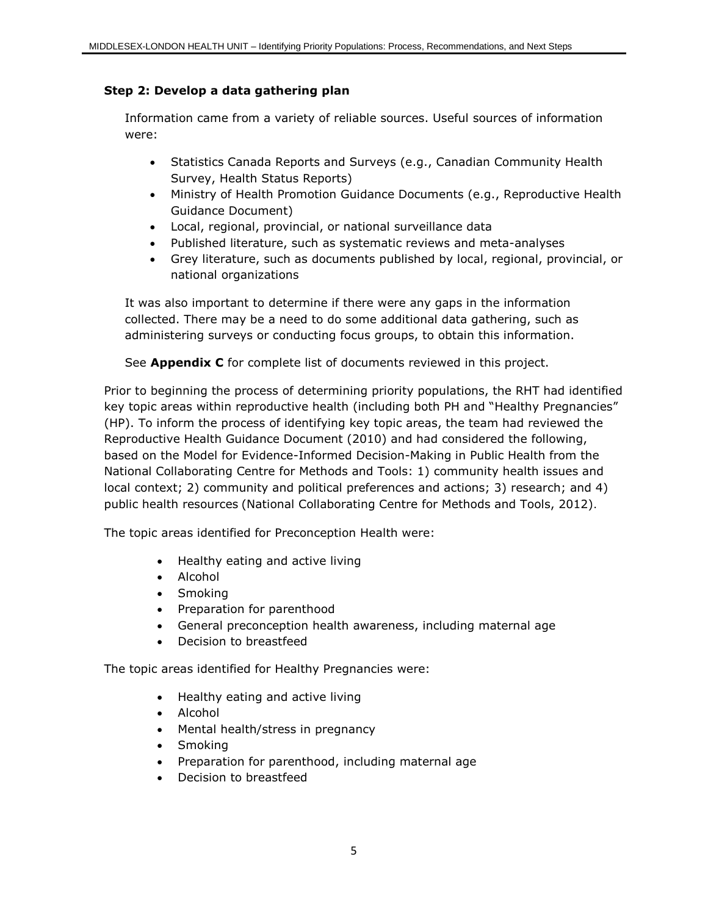### Step 2: Develop a data gathering plan

Information came from a variety of reliable sources. Useful sources of information were:

- Statistics Canada Reports and Surveys (e.g., Canadian Community Health Survey, Health Status Reports)
- Ministry of Health Promotion Guidance Documents (e.g., Reproductive Health Guidance Document)
- Local, regional, provincial, or national surveillance data
- Published literature, such as systematic reviews and meta-analyses
- Grey literature, such as documents published by local, regional, provincial, or national organizations

It was also important to determine if there were any gaps in the information collected. There may be a need to do some additional data gathering, such as administering surveys or conducting focus groups, to obtain this information.

See **Appendix C** for complete list of documents reviewed in this project.

Prior to beginning the process of determining priority populations, the RHT had identified key topic areas within reproductive health (including both PH and "Healthy Pregnancies" (HP). To inform the process of identifying key topic areas, the team had reviewed the Reproductive Health Guidance Document (2010) and had considered the following, based on the Model for Evidence-Informed Decision-Making in Public Health from the National Collaborating Centre for Methods and Tools: 1) community health issues and local context; 2) community and political preferences and actions; 3) research; and 4) public health resources (National Collaborating Centre for Methods and Tools, 2012).

The topic areas identified for Preconception Health were:

- Healthy eating and active living
- Alcohol
- Smoking
- Preparation for parenthood
- General preconception health awareness, including maternal age
- Decision to breastfeed

The topic areas identified for Healthy Pregnancies were:

- Healthy eating and active living
- Alcohol
- Mental health/stress in pregnancy
- Smoking
- Preparation for parenthood, including maternal age
- Decision to breastfeed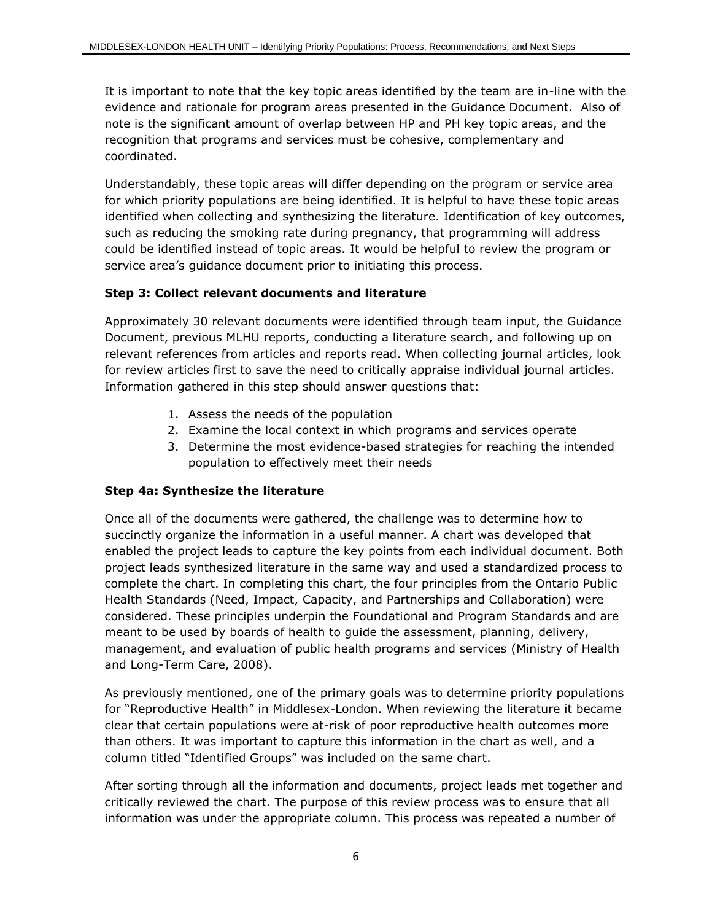It is important to note that the key topic areas identified by the team are in-line with the evidence and rationale for program areas presented in the Guidance Document. Also of note is the significant amount of overlap between HP and PH key topic areas, and the recognition that programs and services must be cohesive, complementary and coordinated.

Understandably, these topic areas will differ depending on the program or service area for which priority populations are being identified. It is helpful to have these topic areas identified when collecting and synthesizing the literature. Identification of key outcomes, such as reducing the smoking rate during pregnancy, that programming will address could be identified instead of topic areas. It would be helpful to review the program or service area's guidance document prior to initiating this process.

### Step 3: Collect relevant documents and literature

Approximately 30 relevant documents were identified through team input, the Guidance Document, previous MLHU reports, conducting a literature search, and following up on relevant references from articles and reports read. When collecting journal articles, look for review articles first to save the need to critically appraise individual journal articles. Information gathered in this step should answer questions that:

1. Assess the needs of the population
2. Examine the local context in which programs and services operate
3. Determine the most evidence-based strategies for reaching the intended population to effectively meet their needs

### Step 4a: Synthesize the literature

Once all of the documents were gathered, the challenge was to determine how to succinctly organize the information in a useful manner. A chart was developed that enabled the project leads to capture the key points from each individual document. Both project leads synthesized literature in the same way and used a standardized process to complete the chart. In completing this chart, the four principles from the Ontario Public Health Standards (Need, Impact, Capacity, and Partnerships and Collaboration) were considered. These principles underpin the Foundational and Program Standards and are meant to be used by boards of health to guide the assessment, planning, delivery, management, and evaluation of public health programs and services (Ministry of Health and Long-Term Care, 2008).

As previously mentioned, one of the primary goals was to determine priority populations for "Reproductive Health" in Middlesex-London. When reviewing the literature it became clear that certain populations were at-risk of poor reproductive health outcomes more than others. It was important to capture this information in the chart as well, and a column titled "Identified Groups" was included on the same chart.

After sorting through all the information and documents, project leads met together and critically reviewed the chart. The purpose of this review process was to ensure that all information was under the appropriate column. This process was repeated a number of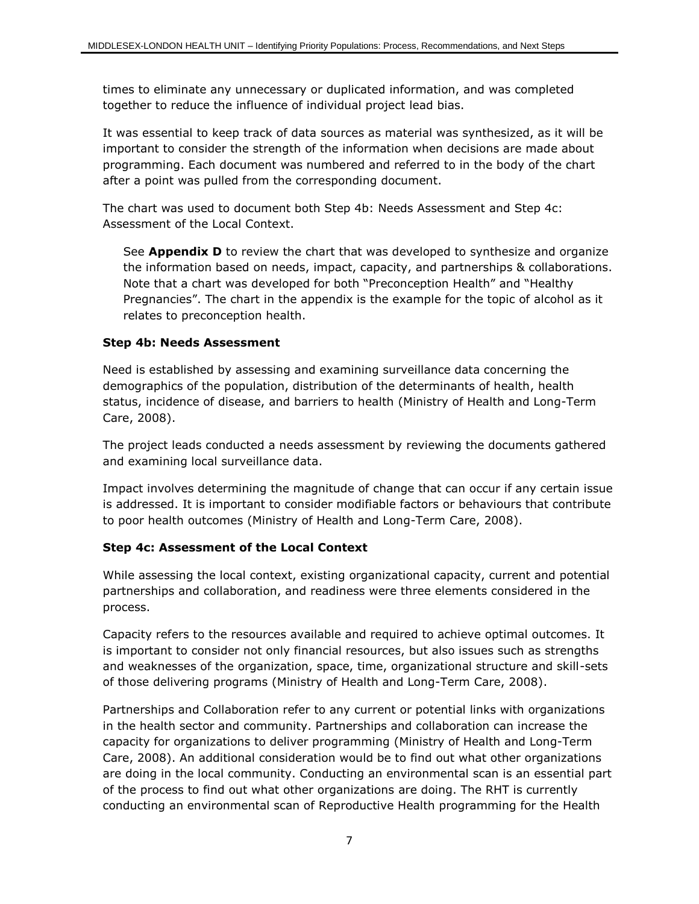times to eliminate any unnecessary or duplicated information, and was completed together to reduce the influence of individual project lead bias.

It was essential to keep track of data sources as material was synthesized, as it will be important to consider the strength of the information when decisions are made about programming. Each document was numbered and referred to in the body of the chart after a point was pulled from the corresponding document.

The chart was used to document both Step 4b: Needs Assessment and Step 4c: Assessment of the Local Context.

> See **Appendix D** to review the chart that was developed to synthesize and organize the information based on needs, impact, capacity, and partnerships & collaborations. Note that a chart was developed for both "Preconception Health" and "Healthy Pregnancies". The chart in the appendix is the example for the topic of alcohol as it relates to preconception health.

**Step 4b: Needs Assessment**

Need is established by assessing and examining surveillance data concerning the demographics of the population, distribution of the determinants of health, health status, incidence of disease, and barriers to health (Ministry of Health and Long-Term Care, 2008).

The project leads conducted a needs assessment by reviewing the documents gathered and examining local surveillance data.

Impact involves determining the magnitude of change that can occur if any certain issue is addressed. It is important to consider modifiable factors or behaviours that contribute to poor health outcomes (Ministry of Health and Long-Term Care, 2008).

**Step 4c: Assessment of the Local Context**

While assessing the local context, existing organizational capacity, current and potential partnerships and collaboration, and readiness were three elements considered in the process.

Capacity refers to the resources available and required to achieve optimal outcomes. It is important to consider not only financial resources, but also issues such as strengths and weaknesses of the organization, space, time, organizational structure and skill-sets of those delivering programs (Ministry of Health and Long-Term Care, 2008).

Partnerships and Collaboration refer to any current or potential links with organizations in the health sector and community. Partnerships and collaboration can increase the capacity for organizations to deliver programming (Ministry of Health and Long-Term Care, 2008). An additional consideration would be to find out what other organizations are doing in the local community. Conducting an environmental scan is an essential part of the process to find out what other organizations are doing. The RHT is currently conducting an environmental scan of Reproductive Health programming for the Health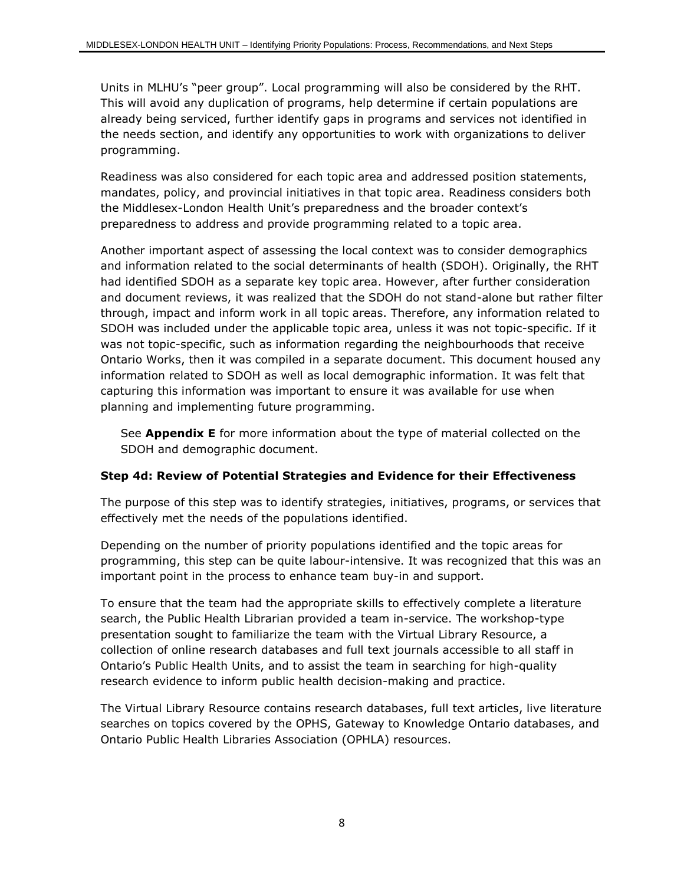Units in MLHU's "peer group". Local programming will also be considered by the RHT. This will avoid any duplication of programs, help determine if certain populations are already being serviced, further identify gaps in programs and services not identified in the needs section, and identify any opportunities to work with organizations to deliver programming.

Readiness was also considered for each topic area and addressed position statements, mandates, policy, and provincial initiatives in that topic area. Readiness considers both the Middlesex-London Health Unit's preparedness and the broader context's preparedness to address and provide programming related to a topic area.

Another important aspect of assessing the local context was to consider demographics and information related to the social determinants of health (SDOH). Originally, the RHT had identified SDOH as a separate key topic area. However, after further consideration and document reviews, it was realized that the SDOH do not stand-alone but rather filter through, impact and inform work in all topic areas. Therefore, any information related to SDOH was included under the applicable topic area, unless it was not topic-specific. If it was not topic-specific, such as information regarding the neighbourhoods that receive Ontario Works, then it was compiled in a separate document. This document housed any information related to SDOH as well as local demographic information. It was felt that capturing this information was important to ensure it was available for use when planning and implementing future programming.

> See **Appendix E** for more information about the type of material collected on the SDOH and demographic document.

**Step 4d: Review of Potential Strategies and Evidence for their Effectiveness**

The purpose of this step was to identify strategies, initiatives, programs, or services that effectively met the needs of the populations identified.

Depending on the number of priority populations identified and the topic areas for programming, this step can be quite labour-intensive. It was recognized that this was an important point in the process to enhance team buy-in and support.

To ensure that the team had the appropriate skills to effectively complete a literature search, the Public Health Librarian provided a team in-service. The workshop-type presentation sought to familiarize the team with the Virtual Library Resource, a collection of online research databases and full text journals accessible to all staff in Ontario's Public Health Units, and to assist the team in searching for high-quality research evidence to inform public health decision-making and practice.

The Virtual Library Resource contains research databases, full text articles, live literature searches on topics covered by the OPHS, Gateway to Knowledge Ontario databases, and Ontario Public Health Libraries Association (OPHLA) resources.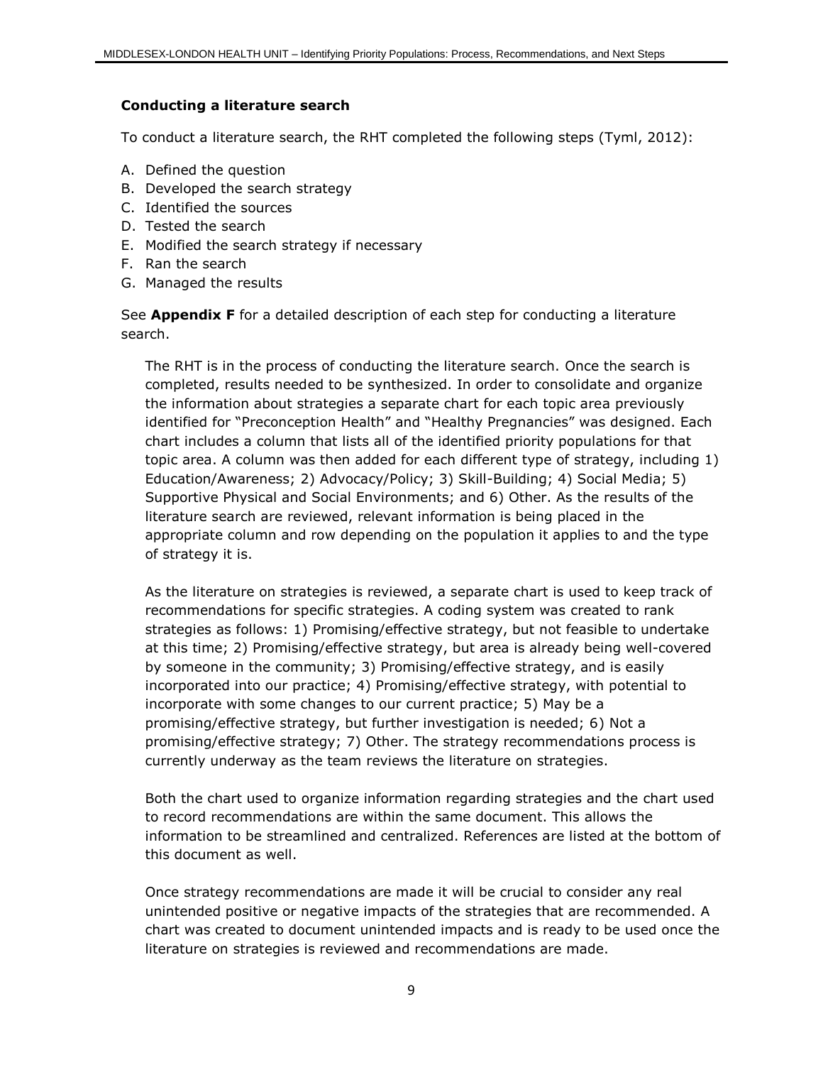### Conducting a literature search

To conduct a literature search, the RHT completed the following steps (Tyml, 2012):

A. Defined the question
B. Developed the search strategy
C. Identified the sources
D. Tested the search
E. Modified the search strategy if necessary
F. Ran the search
G. Managed the results

See **Appendix F** for a detailed description of each step for conducting a literature search.

The RHT is in the process of conducting the literature search. Once the search is completed, results needed to be synthesized. In order to consolidate and organize the information about strategies a separate chart for each topic area previously identified for "Preconception Health" and "Healthy Pregnancies" was designed. Each chart includes a column that lists all of the identified priority populations for that topic area. A column was then added for each different type of strategy, including 1) Education/Awareness; 2) Advocacy/Policy; 3) Skill-Building; 4) Social Media; 5) Supportive Physical and Social Environments; and 6) Other. As the results of the literature search are reviewed, relevant information is being placed in the appropriate column and row depending on the population it applies to and the type of strategy it is.

As the literature on strategies is reviewed, a separate chart is used to keep track of recommendations for specific strategies. A coding system was created to rank strategies as follows: 1) Promising/effective strategy, but not feasible to undertake at this time; 2) Promising/effective strategy, but area is already being well-covered by someone in the community; 3) Promising/effective strategy, and is easily incorporated into our practice; 4) Promising/effective strategy, with potential to incorporate with some changes to our current practice; 5) May be a promising/effective strategy, but further investigation is needed; 6) Not a promising/effective strategy; 7) Other. The strategy recommendations process is currently underway as the team reviews the literature on strategies.

Both the chart used to organize information regarding strategies and the chart used to record recommendations are within the same document. This allows the information to be streamlined and centralized. References are listed at the bottom of this document as well.

Once strategy recommendations are made it will be crucial to consider any real unintended positive or negative impacts of the strategies that are recommended. A chart was created to document unintended impacts and is ready to be used once the literature on strategies is reviewed and recommendations are made.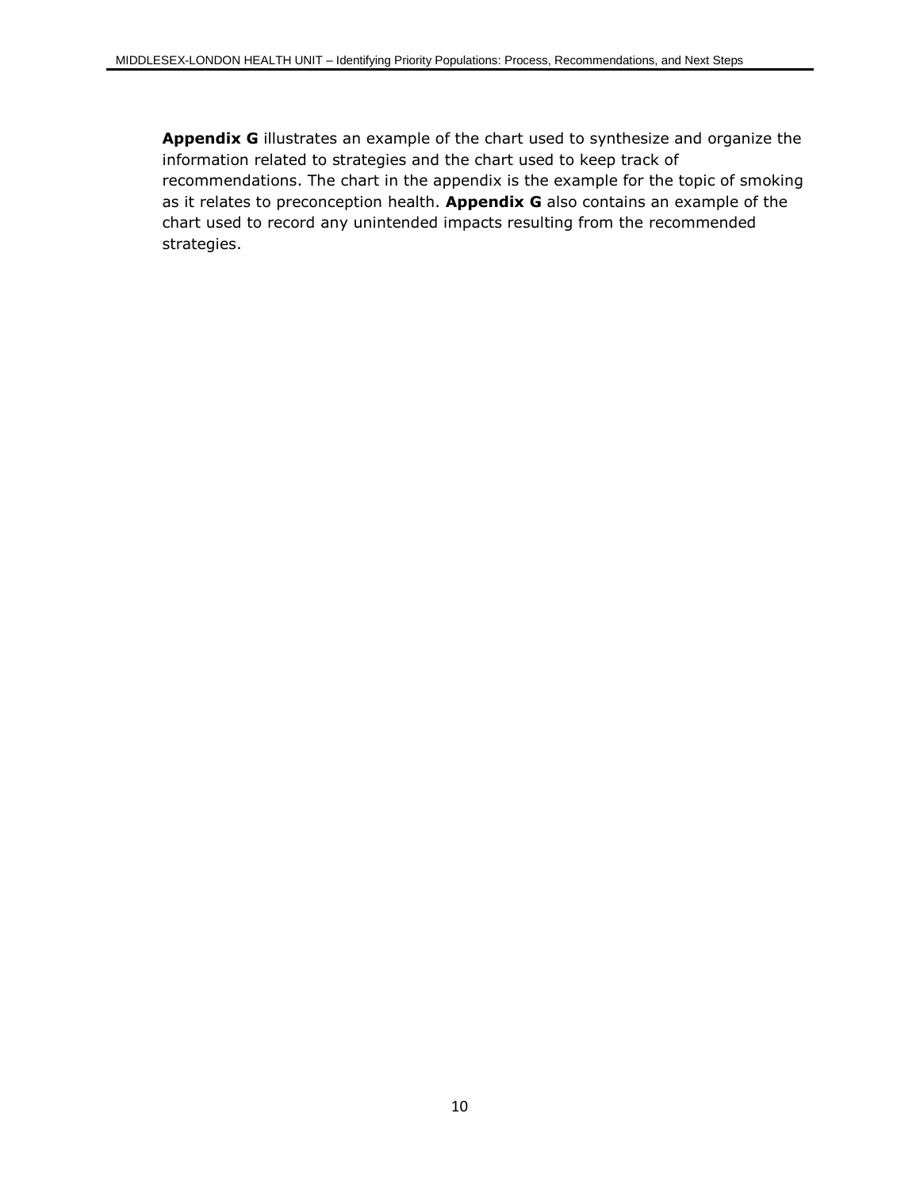**Appendix G** illustrates an example of the chart used to synthesize and organize the information related to strategies and the chart used to keep track of recommendations. The chart in the appendix is the example for the topic of smoking as it relates to preconception health. **Appendix G** also contains an example of the chart used to record any unintended impacts resulting from the recommended strategies.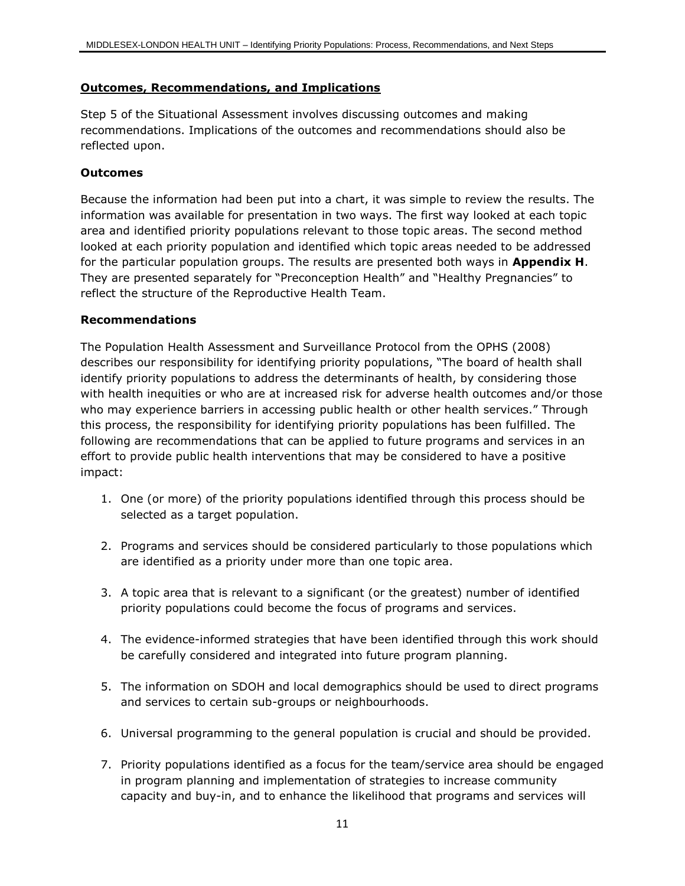## Outcomes, Recommendations, and Implications

Step 5 of the Situational Assessment involves discussing outcomes and making recommendations. Implications of the outcomes and recommendations should also be reflected upon.

### Outcomes

Because the information had been put into a chart, it was simple to review the results. The information was available for presentation in two ways. The first way looked at each topic area and identified priority populations relevant to those topic areas. The second method looked at each priority population and identified which topic areas needed to be addressed for the particular population groups. The results are presented both ways in **Appendix H**. They are presented separately for "Preconception Health" and "Healthy Pregnancies" to reflect the structure of the Reproductive Health Team.

### Recommendations

The Population Health Assessment and Surveillance Protocol from the OPHS (2008) describes our responsibility for identifying priority populations, "The board of health shall identify priority populations to address the determinants of health, by considering those with health inequities or who are at increased risk for adverse health outcomes and/or those who may experience barriers in accessing public health or other health services." Through this process, the responsibility for identifying priority populations has been fulfilled. The following are recommendations that can be applied to future programs and services in an effort to provide public health interventions that may be considered to have a positive impact:

1. One (or more) of the priority populations identified through this process should be selected as a target population.

2. Programs and services should be considered particularly to those populations which are identified as a priority under more than one topic area.

3. A topic area that is relevant to a significant (or the greatest) number of identified priority populations could become the focus of programs and services.

4. The evidence-informed strategies that have been identified through this work should be carefully considered and integrated into future program planning.

5. The information on SDOH and local demographics should be used to direct programs and services to certain sub-groups or neighbourhoods.

6. Universal programming to the general population is crucial and should be provided.

7. Priority populations identified as a focus for the team/service area should be engaged in program planning and implementation of strategies to increase community capacity and buy-in, and to enhance the likelihood that programs and services will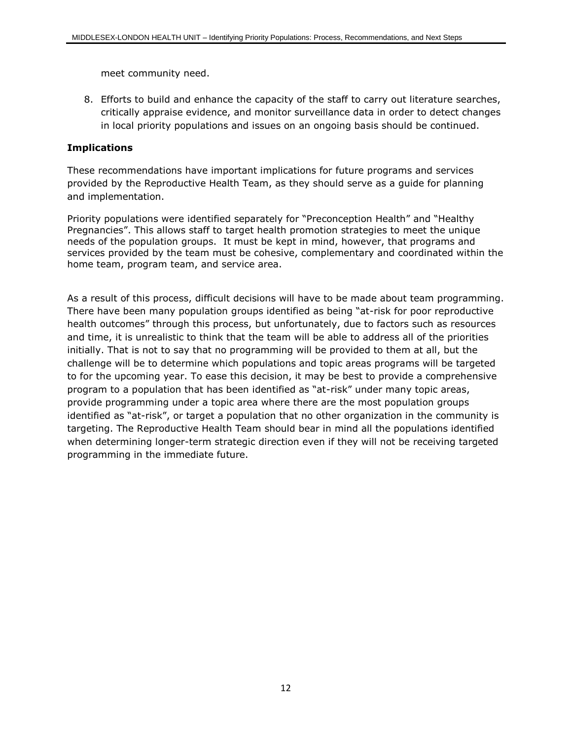meet community need.

8. Efforts to build and enhance the capacity of the staff to carry out literature searches, critically appraise evidence, and monitor surveillance data in order to detect changes in local priority populations and issues on an ongoing basis should be continued.

**Implications**

These recommendations have important implications for future programs and services provided by the Reproductive Health Team, as they should serve as a guide for planning and implementation.

Priority populations were identified separately for "Preconception Health" and "Healthy Pregnancies". This allows staff to target health promotion strategies to meet the unique needs of the population groups. It must be kept in mind, however, that programs and services provided by the team must be cohesive, complementary and coordinated within the home team, program team, and service area.

As a result of this process, difficult decisions will have to be made about team programming. There have been many population groups identified as being "at-risk for poor reproductive health outcomes" through this process, but unfortunately, due to factors such as resources and time, it is unrealistic to think that the team will be able to address all of the priorities initially. That is not to say that no programming will be provided to them at all, but the challenge will be to determine which populations and topic areas programs will be targeted to for the upcoming year. To ease this decision, it may be best to provide a comprehensive program to a population that has been identified as "at-risk" under many topic areas, provide programming under a topic area where there are the most population groups identified as "at-risk", or target a population that no other organization in the community is targeting. The Reproductive Health Team should bear in mind all the populations identified when determining longer-term strategic direction even if they will not be receiving targeted programming in the immediate future.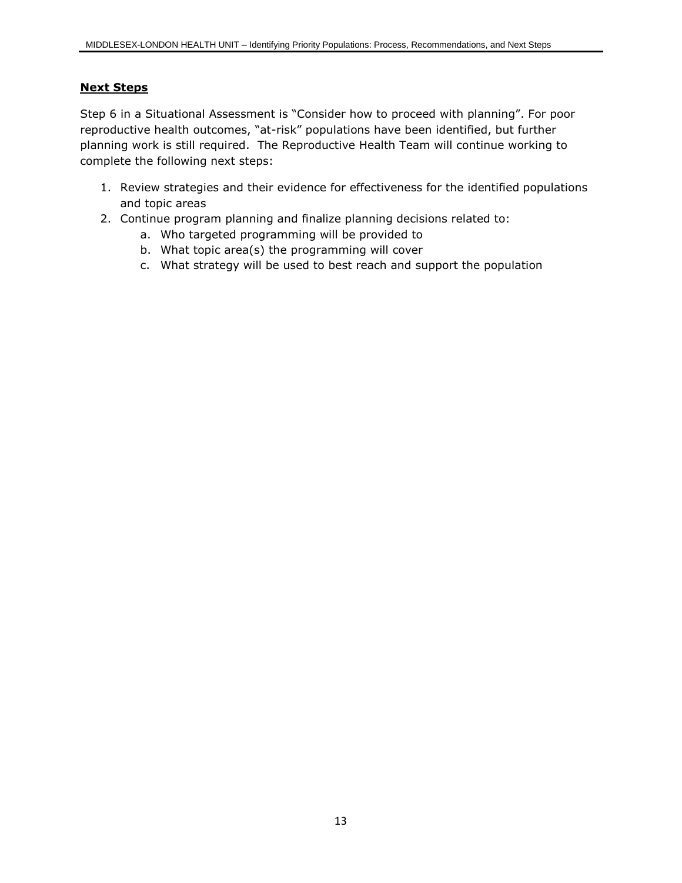## Next Steps

Step 6 in a Situational Assessment is "Consider how to proceed with planning". For poor reproductive health outcomes, "at-risk" populations have been identified, but further planning work is still required. The Reproductive Health Team will continue working to complete the following next steps:

1. Review strategies and their evidence for effectiveness for the identified populations and topic areas
2. Continue program planning and finalize planning decisions related to:
   a. Who targeted programming will be provided to
   b. What topic area(s) the programming will cover
   c. What strategy will be used to best reach and support the population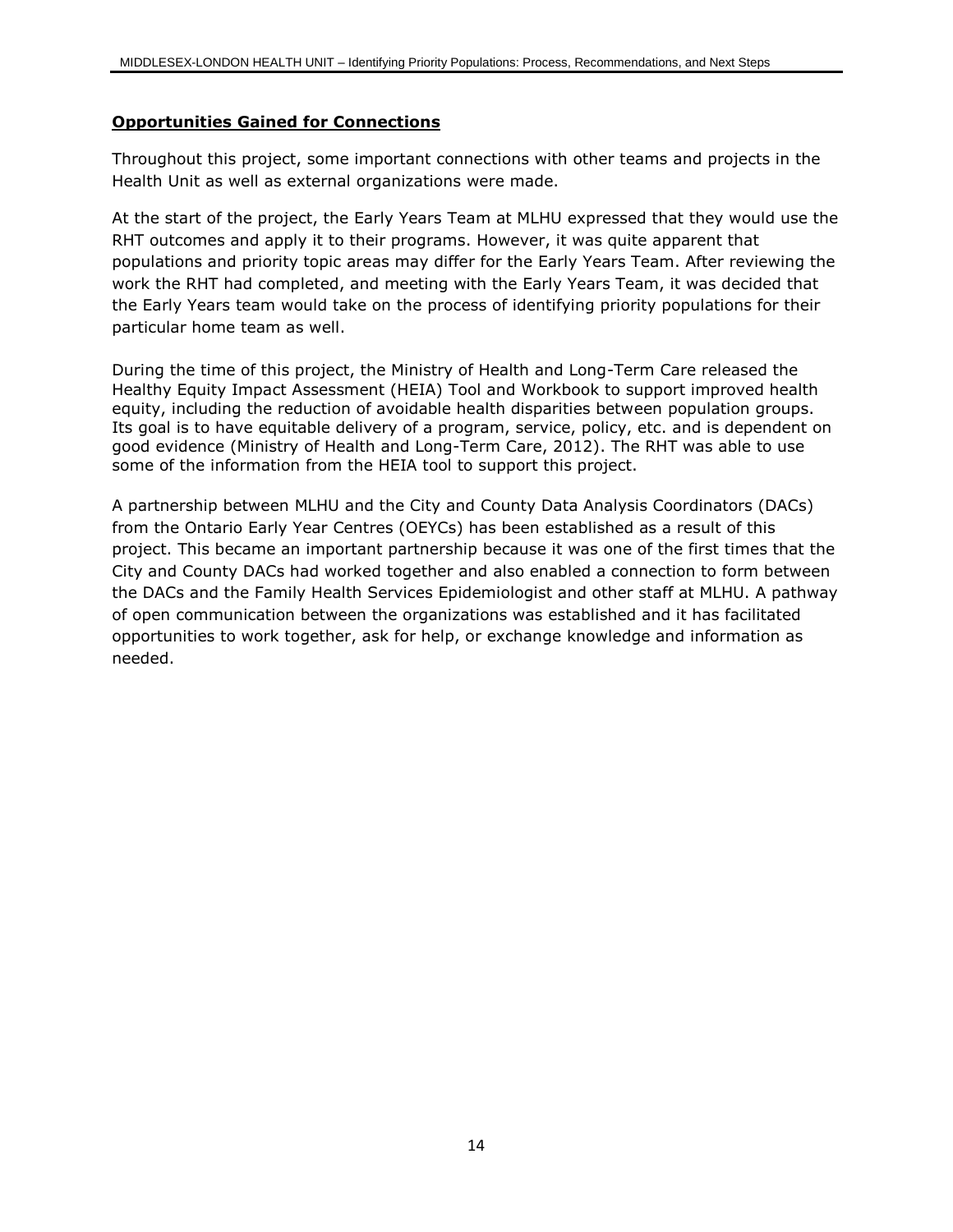## Opportunities Gained for Connections

Throughout this project, some important connections with other teams and projects in the Health Unit as well as external organizations were made.

At the start of the project, the Early Years Team at MLHU expressed that they would use the RHT outcomes and apply it to their programs. However, it was quite apparent that populations and priority topic areas may differ for the Early Years Team. After reviewing the work the RHT had completed, and meeting with the Early Years Team, it was decided that the Early Years team would take on the process of identifying priority populations for their particular home team as well.

During the time of this project, the Ministry of Health and Long-Term Care released the Healthy Equity Impact Assessment (HEIA) Tool and Workbook to support improved health equity, including the reduction of avoidable health disparities between population groups. Its goal is to have equitable delivery of a program, service, policy, etc. and is dependent on good evidence (Ministry of Health and Long-Term Care, 2012). The RHT was able to use some of the information from the HEIA tool to support this project.

A partnership between MLHU and the City and County Data Analysis Coordinators (DACs) from the Ontario Early Year Centres (OEYCs) has been established as a result of this project. This became an important partnership because it was one of the first times that the City and County DACs had worked together and also enabled a connection to form between the DACs and the Family Health Services Epidemiologist and other staff at MLHU. A pathway of open communication between the organizations was established and it has facilitated opportunities to work together, ask for help, or exchange knowledge and information as needed.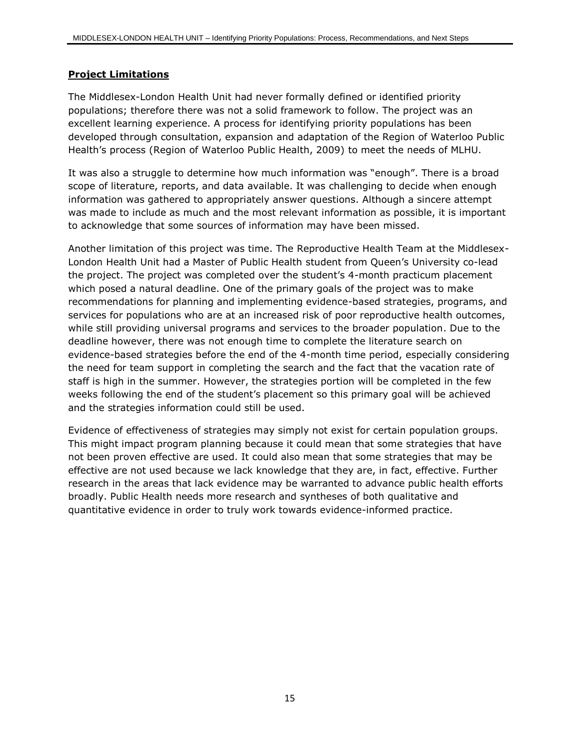## **Project Limitations**

The Middlesex-London Health Unit had never formally defined or identified priority populations; therefore there was not a solid framework to follow. The project was an excellent learning experience. A process for identifying priority populations has been developed through consultation, expansion and adaptation of the Region of Waterloo Public Health's process (Region of Waterloo Public Health, 2009) to meet the needs of MLHU.

It was also a struggle to determine how much information was "enough". There is a broad scope of literature, reports, and data available. It was challenging to decide when enough information was gathered to appropriately answer questions. Although a sincere attempt was made to include as much and the most relevant information as possible, it is important to acknowledge that some sources of information may have been missed.

Another limitation of this project was time. The Reproductive Health Team at the Middlesex-London Health Unit had a Master of Public Health student from Queen's University co-lead the project. The project was completed over the student's 4-month practicum placement which posed a natural deadline. One of the primary goals of the project was to make recommendations for planning and implementing evidence-based strategies, programs, and services for populations who are at an increased risk of poor reproductive health outcomes, while still providing universal programs and services to the broader population. Due to the deadline however, there was not enough time to complete the literature search on evidence-based strategies before the end of the 4-month time period, especially considering the need for team support in completing the search and the fact that the vacation rate of staff is high in the summer. However, the strategies portion will be completed in the few weeks following the end of the student's placement so this primary goal will be achieved and the strategies information could still be used.

Evidence of effectiveness of strategies may simply not exist for certain population groups. This might impact program planning because it could mean that some strategies that have not been proven effective are used. It could also mean that some strategies that may be effective are not used because we lack knowledge that they are, in fact, effective. Further research in the areas that lack evidence may be warranted to advance public health efforts broadly. Public Health needs more research and syntheses of both qualitative and quantitative evidence in order to truly work towards evidence-informed practice.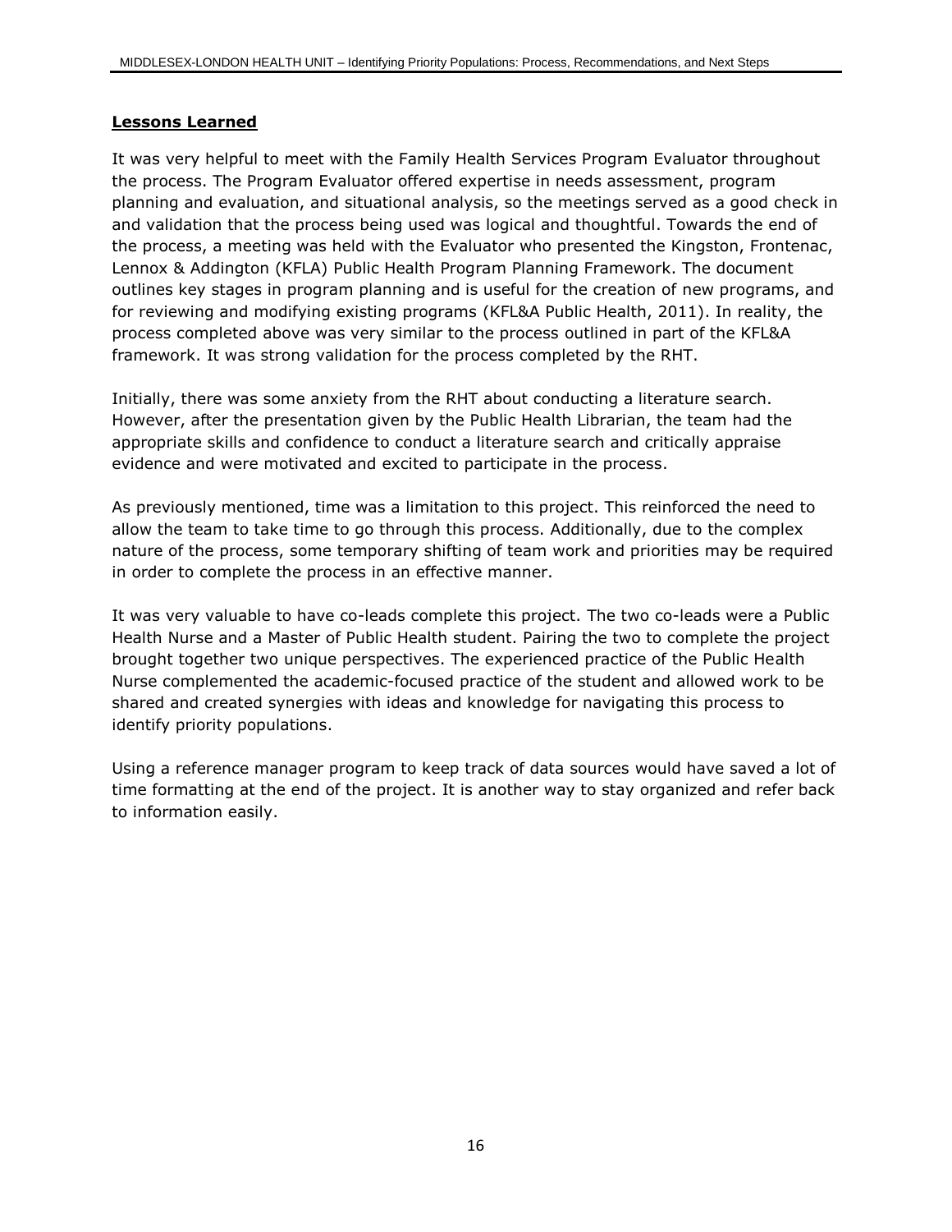## Lessons Learned

It was very helpful to meet with the Family Health Services Program Evaluator throughout the process. The Program Evaluator offered expertise in needs assessment, program planning and evaluation, and situational analysis, so the meetings served as a good check in and validation that the process being used was logical and thoughtful. Towards the end of the process, a meeting was held with the Evaluator who presented the Kingston, Frontenac, Lennox & Addington (KFLA) Public Health Program Planning Framework. The document outlines key stages in program planning and is useful for the creation of new programs, and for reviewing and modifying existing programs (KFL&A Public Health, 2011). In reality, the process completed above was very similar to the process outlined in part of the KFL&A framework. It was strong validation for the process completed by the RHT.

Initially, there was some anxiety from the RHT about conducting a literature search. However, after the presentation given by the Public Health Librarian, the team had the appropriate skills and confidence to conduct a literature search and critically appraise evidence and were motivated and excited to participate in the process.

As previously mentioned, time was a limitation to this project. This reinforced the need to allow the team to take time to go through this process. Additionally, due to the complex nature of the process, some temporary shifting of team work and priorities may be required in order to complete the process in an effective manner.

It was very valuable to have co-leads complete this project. The two co-leads were a Public Health Nurse and a Master of Public Health student. Pairing the two to complete the project brought together two unique perspectives. The experienced practice of the Public Health Nurse complemented the academic-focused practice of the student and allowed work to be shared and created synergies with ideas and knowledge for navigating this process to identify priority populations.

Using a reference manager program to keep track of data sources would have saved a lot of time formatting at the end of the project. It is another way to stay organized and refer back to information easily.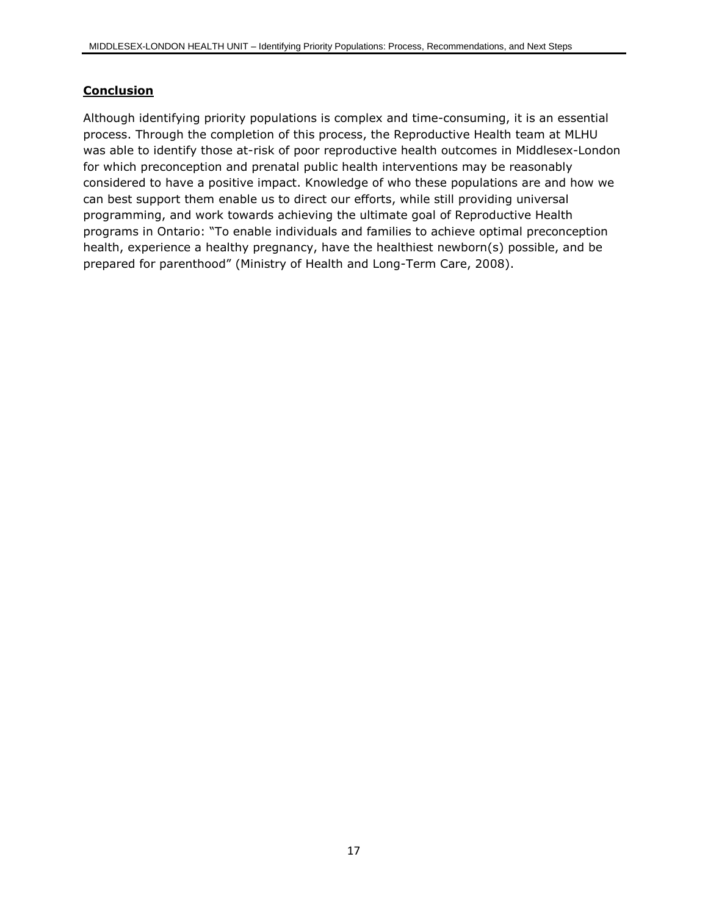## Conclusion

Although identifying priority populations is complex and time-consuming, it is an essential process. Through the completion of this process, the Reproductive Health team at MLHU was able to identify those at-risk of poor reproductive health outcomes in Middlesex-London for which preconception and prenatal public health interventions may be reasonably considered to have a positive impact. Knowledge of who these populations are and how we can best support them enable us to direct our efforts, while still providing universal programming, and work towards achieving the ultimate goal of Reproductive Health programs in Ontario: "To enable individuals and families to achieve optimal preconception health, experience a healthy pregnancy, have the healthiest newborn(s) possible, and be prepared for parenthood" (Ministry of Health and Long-Term Care, 2008).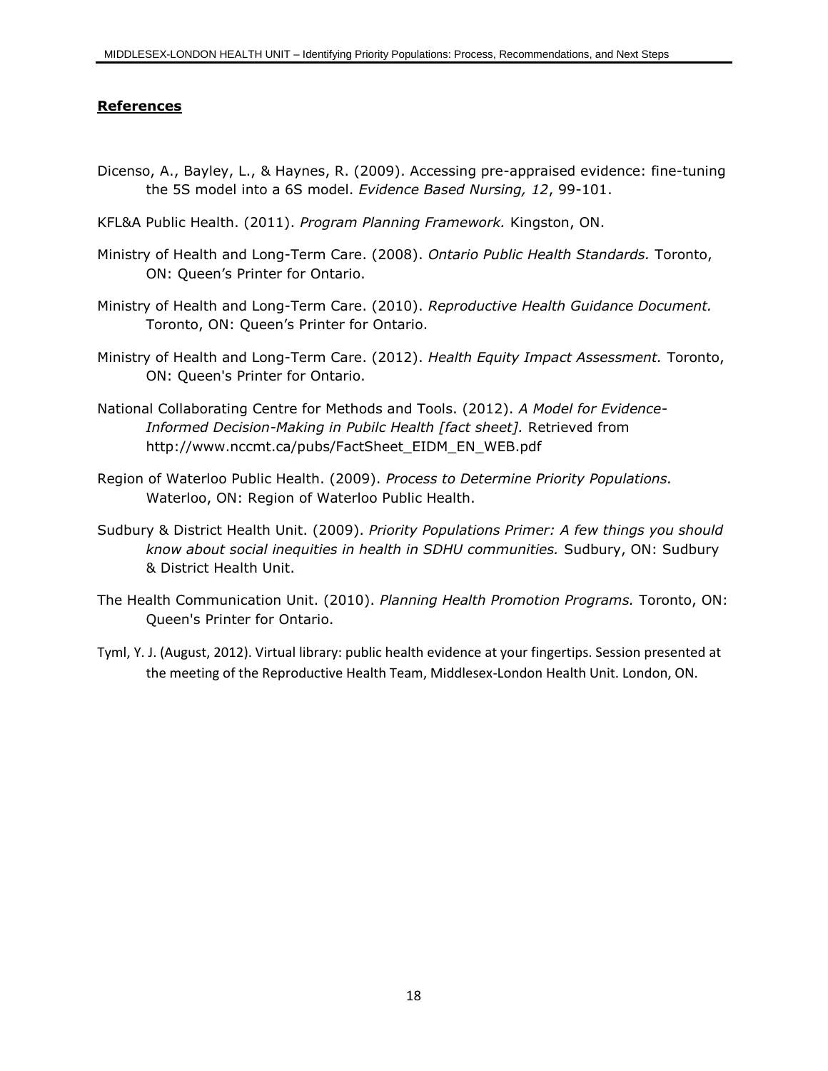## References

Dicenso, A., Bayley, L., & Haynes, R. (2009). Accessing pre-appraised evidence: fine-tuning the 5S model into a 6S model. *Evidence Based Nursing, 12*, 99-101.

KFL&A Public Health. (2011). *Program Planning Framework.* Kingston, ON.

Ministry of Health and Long-Term Care. (2008). *Ontario Public Health Standards.* Toronto, ON: Queen's Printer for Ontario.

Ministry of Health and Long-Term Care. (2010). *Reproductive Health Guidance Document.* Toronto, ON: Queen's Printer for Ontario.

Ministry of Health and Long-Term Care. (2012). *Health Equity Impact Assessment.* Toronto, ON: Queen's Printer for Ontario.

National Collaborating Centre for Methods and Tools. (2012). *A Model for Evidence-Informed Decision-Making in Pubilc Health [fact sheet].* Retrieved from http://www.nccmt.ca/pubs/FactSheet_EIDM_EN_WEB.pdf

Region of Waterloo Public Health. (2009). *Process to Determine Priority Populations.* Waterloo, ON: Region of Waterloo Public Health.

Sudbury & District Health Unit. (2009). *Priority Populations Primer: A few things you should know about social inequities in health in SDHU communities.* Sudbury, ON: Sudbury & District Health Unit.

The Health Communication Unit. (2010). *Planning Health Promotion Programs.* Toronto, ON: Queen's Printer for Ontario.

Tyml, Y. J. (August, 2012). Virtual library: public health evidence at your fingertips. Session presented at the meeting of the Reproductive Health Team, Middlesex-London Health Unit. London, ON.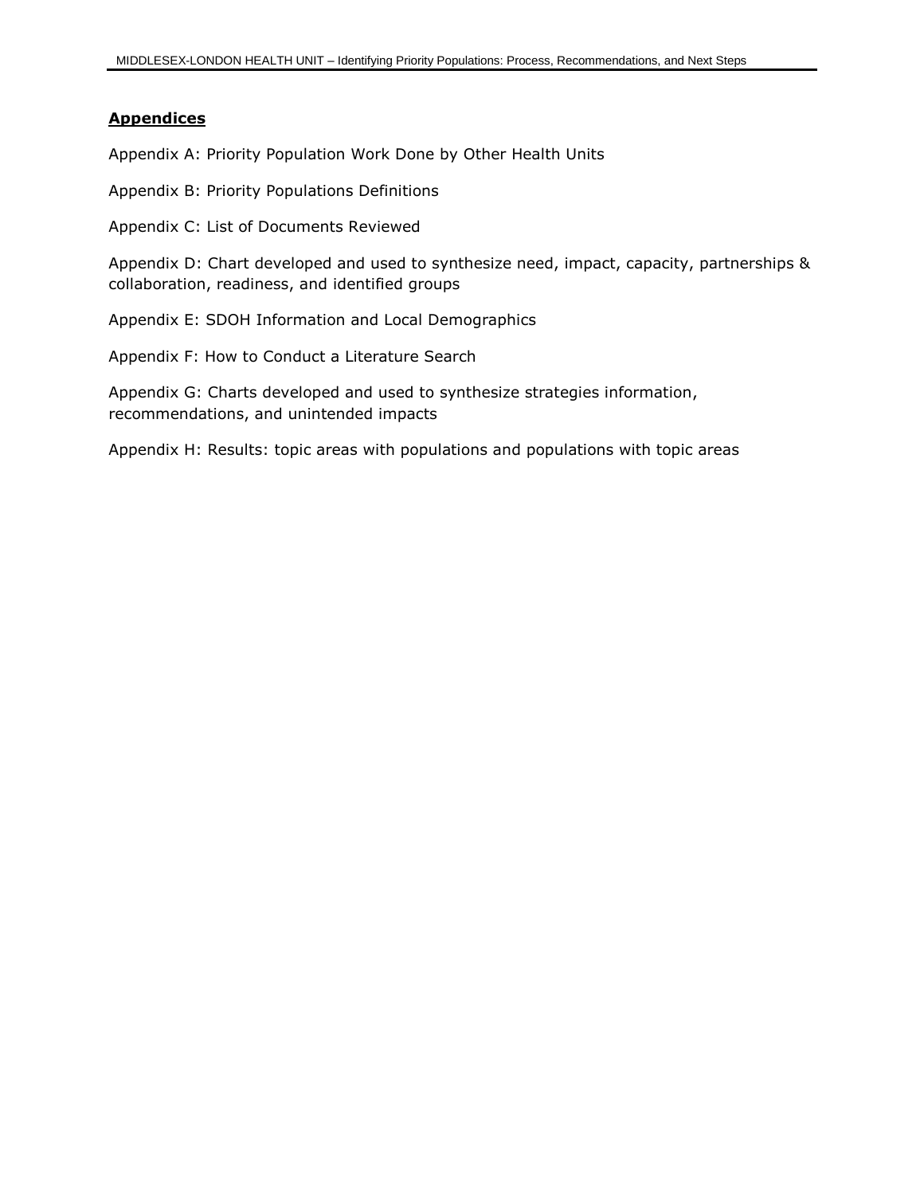## Appendices

Appendix A: Priority Population Work Done by Other Health Units

Appendix B: Priority Populations Definitions

Appendix C: List of Documents Reviewed

Appendix D: Chart developed and used to synthesize need, impact, capacity, partnerships & collaboration, readiness, and identified groups

Appendix E: SDOH Information and Local Demographics

Appendix F: How to Conduct a Literature Search

Appendix G: Charts developed and used to synthesize strategies information, recommendations, and unintended impacts

Appendix H: Results: topic areas with populations and populations with topic areas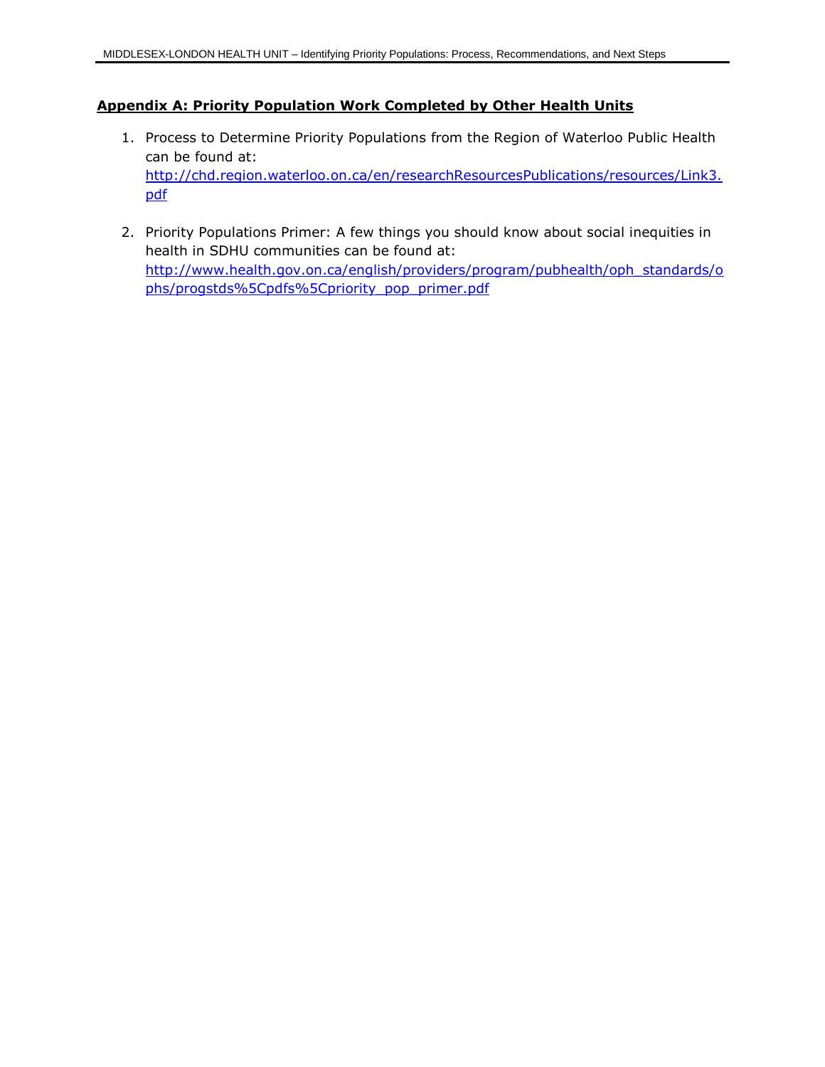## Appendix A: Priority Population Work Completed by Other Health Units

1. Process to Determine Priority Populations from the Region of Waterloo Public Health can be found at: http://chd.region.waterloo.on.ca/en/researchResourcesPublications/resources/Link3.pdf

2. Priority Populations Primer: A few things you should know about social inequities in health in SDHU communities can be found at: http://www.health.gov.on.ca/english/providers/program/pubhealth/oph_standards/ophs/progstds%5Cpdfs%5Cpriority_pop_primer.pdf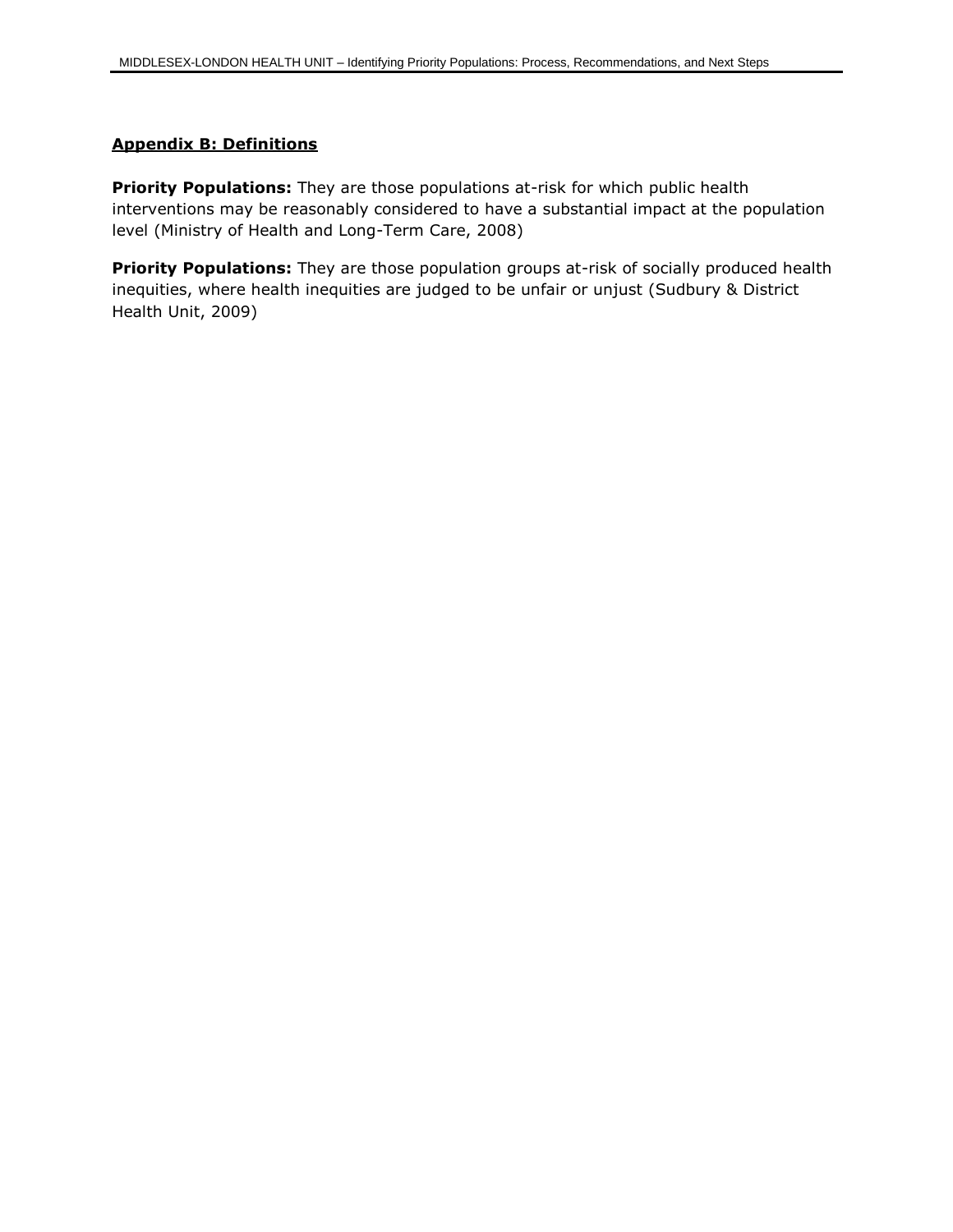## Appendix B: Definitions

**Priority Populations:** They are those populations at-risk for which public health interventions may be reasonably considered to have a substantial impact at the population level (Ministry of Health and Long-Term Care, 2008)

**Priority Populations:** They are those population groups at-risk of socially produced health inequities, where health inequities are judged to be unfair or unjust (Sudbury & District Health Unit, 2009)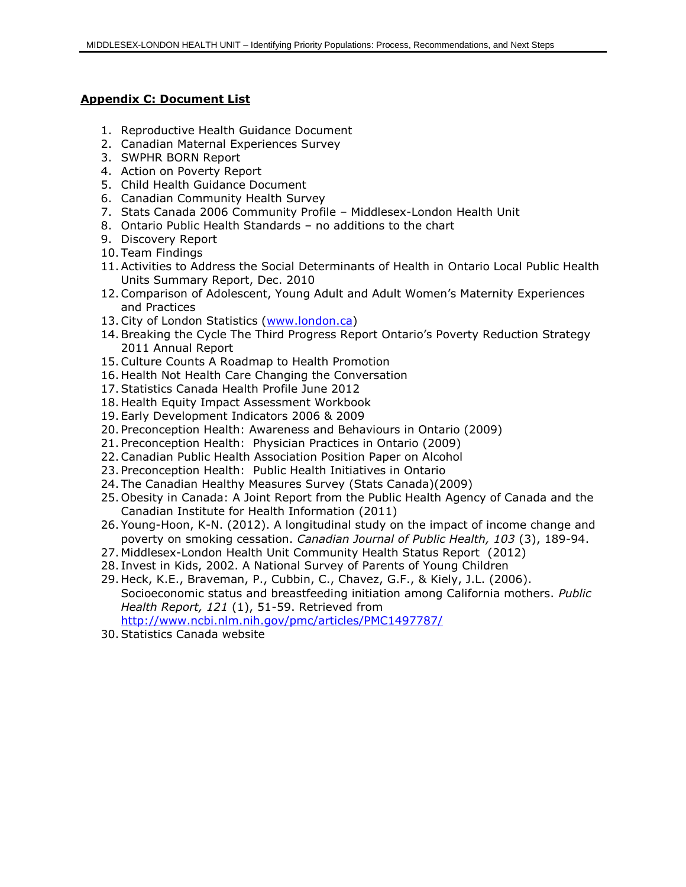## Appendix C: Document List

1. Reproductive Health Guidance Document
2. Canadian Maternal Experiences Survey
3. SWPHR BORN Report
4. Action on Poverty Report
5. Child Health Guidance Document
6. Canadian Community Health Survey
7. Stats Canada 2006 Community Profile – Middlesex-London Health Unit
8. Ontario Public Health Standards – no additions to the chart
9. Discovery Report
10. Team Findings
11. Activities to Address the Social Determinants of Health in Ontario Local Public Health Units Summary Report, Dec. 2010
12. Comparison of Adolescent, Young Adult and Adult Women's Maternity Experiences and Practices
13. City of London Statistics (www.london.ca)
14. Breaking the Cycle The Third Progress Report Ontario's Poverty Reduction Strategy 2011 Annual Report
15. Culture Counts A Roadmap to Health Promotion
16. Health Not Health Care Changing the Conversation
17. Statistics Canada Health Profile June 2012
18. Health Equity Impact Assessment Workbook
19. Early Development Indicators 2006 & 2009
20. Preconception Health: Awareness and Behaviours in Ontario (2009)
21. Preconception Health: Physician Practices in Ontario (2009)
22. Canadian Public Health Association Position Paper on Alcohol
23. Preconception Health: Public Health Initiatives in Ontario
24. The Canadian Healthy Measures Survey (Stats Canada)(2009)
25. Obesity in Canada: A Joint Report from the Public Health Agency of Canada and the Canadian Institute for Health Information (2011)
26. Young-Hoon, K-N. (2012). A longitudinal study on the impact of income change and poverty on smoking cessation. *Canadian Journal of Public Health, 103* (3), 189-94.
27. Middlesex-London Health Unit Community Health Status Report (2012)
28. Invest in Kids, 2002. A National Survey of Parents of Young Children
29. Heck, K.E., Braveman, P., Cubbin, C., Chavez, G.F., & Kiely, J.L. (2006). Socioeconomic status and breastfeeding initiation among California mothers. *Public Health Report, 121* (1), 51-59. Retrieved from http://www.ncbi.nlm.nih.gov/pmc/articles/PMC1497787/
30. Statistics Canada website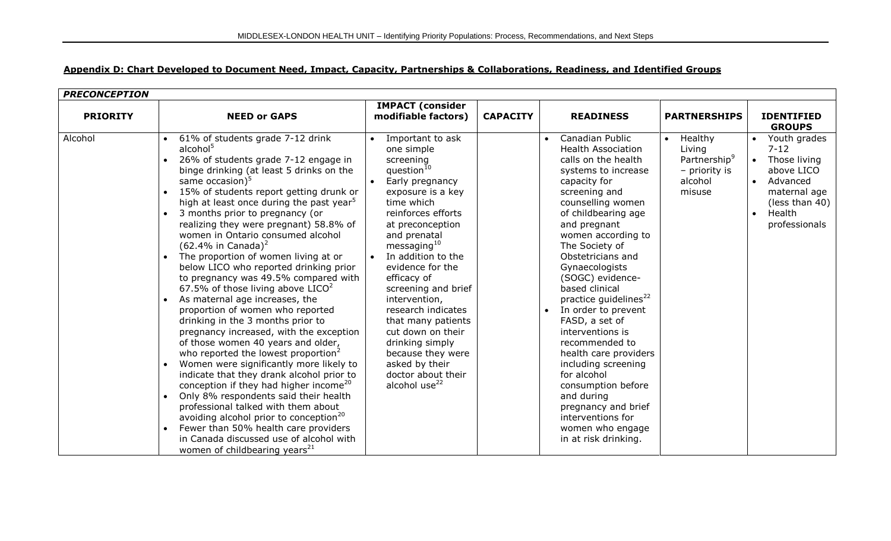**Appendix D: Chart Developed to Document Need, Impact, Capacity, Partnerships & Collaborations, Readiness, and Identified Groups**

| *PRECONCEPTION* | | | | | | |
|---|---|---|---|---|---|---|
| **PRIORITY** | **NEED or GAPS** | **IMPACT (consider modifiable factors)** | **CAPACITY** | **READINESS** | **PARTNERSHIPS** | **IDENTIFIED GROUPS** |
| Alcohol | • 61% of students grade 7-12 drink alcohol[5]<br>• 26% of students grade 7-12 engage in binge drinking (at least 5 drinks on the same occasion)[5]<br>• 15% of students report getting drunk or high at least once during the past year[5]<br>• 3 months prior to pregnancy (or realizing they were pregnant) 58.8% of women in Ontario consumed alcohol (62.4% in Canada)[2]<br>• The proportion of women living at or below LICO who reported drinking prior to pregnancy was 49.5% compared with 67.5% of those living above LICO[2]<br>• As maternal age increases, the proportion of women who reported drinking in the 3 months prior to pregnancy increased, with the exception of those women 40 years and older, who reported the lowest proportion[2]<br>• Women were significantly more likely to indicate that they drank alcohol prior to conception if they had higher income[20]<br>• Only 8% respondents said their health professional talked with them about avoiding alcohol prior to conception[20]<br>• Fewer than 50% health care providers in Canada discussed use of alcohol with women of childbearing years[21] | • Important to ask one simple screening question[10]<br>• Early pregnancy exposure is a key time which reinforces efforts at preconception and prenatal messaging[10]<br>• In addition to the evidence for the efficacy of screening and brief intervention, research indicates that many patients cut down on their drinking simply because they were asked by their doctor about their alcohol use[22] | | • Canadian Public Health Association calls on the health systems to increase capacity for screening and counselling women of childbearing age and pregnant women according to The Society of Obstetricians and Gynaecologists (SOGC) evidence-based clinical practice guidelines[22]<br>• In order to prevent FASD, a set of interventions is recommended to health care providers including screening for alcohol consumption before and during pregnancy and brief interventions for women who engage in at risk drinking. | • Healthy Living Partnership[9] – priority is alcohol misuse | • Youth grades 7-12<br>• Those living above LICO<br>• Advanced maternal age (less than 40)<br>• Health professionals |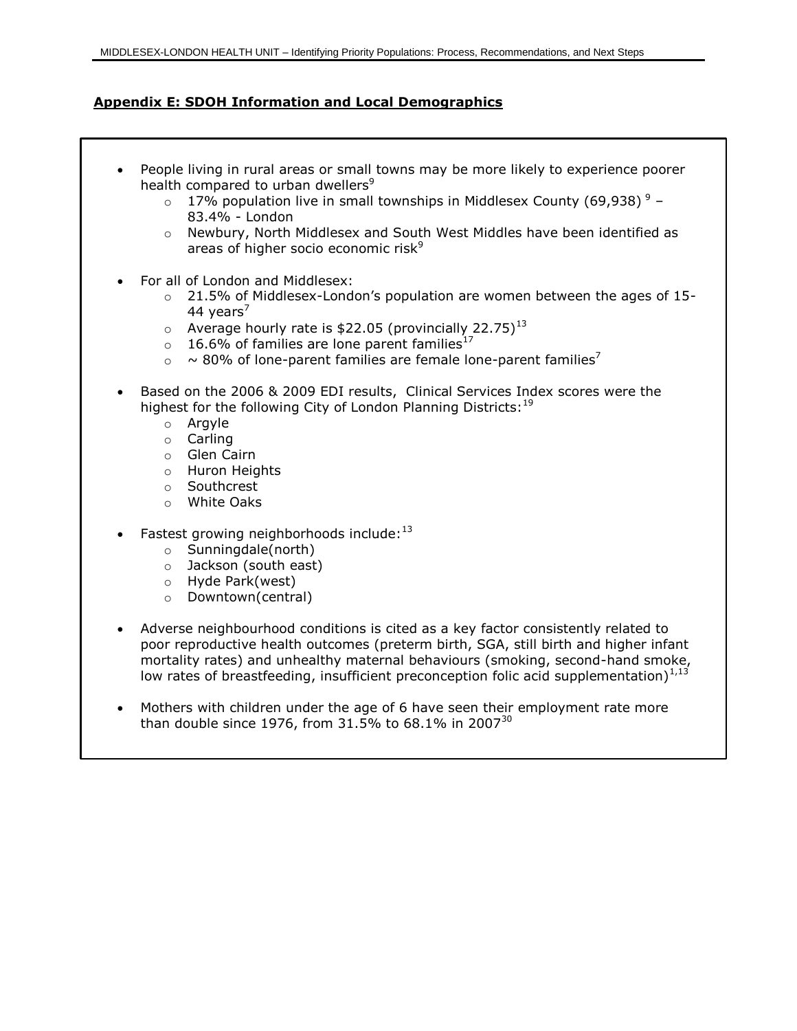## Appendix E: SDOH Information and Local Demographics

- People living in rural areas or small towns may be more likely to experience poorer health compared to urban dwellers[9]
  - 17% population live in small townships in Middlesex County (69,938) [9] – 83.4% - London
  - Newbury, North Middlesex and South West Middles have been identified as areas of higher socio economic risk[9]

- For all of London and Middlesex:
  - 21.5% of Middlesex-London's population are women between the ages of 15-44 years[7]
  - Average hourly rate is $22.05 (provincially 22.75)[13]
  - 16.6% of families are lone parent families[17]
  - ~ 80% of lone-parent families are female lone-parent families[7]

- Based on the 2006 & 2009 EDI results, Clinical Services Index scores were the highest for the following City of London Planning Districts:[19]
  - Argyle
  - Carling
  - Glen Cairn
  - Huron Heights
  - Southcrest
  - White Oaks

- Fastest growing neighborhoods include:[13]
  - Sunningdale(north)
  - Jackson (south east)
  - Hyde Park(west)
  - Downtown(central)

- Adverse neighbourhood conditions is cited as a key factor consistently related to poor reproductive health outcomes (preterm birth, SGA, still birth and higher infant mortality rates) and unhealthy maternal behaviours (smoking, second-hand smoke, low rates of breastfeeding, insufficient preconception folic acid supplementation)[1,13]

- Mothers with children under the age of 6 have seen their employment rate more than double since 1976, from 31.5% to 68.1% in 2007[30]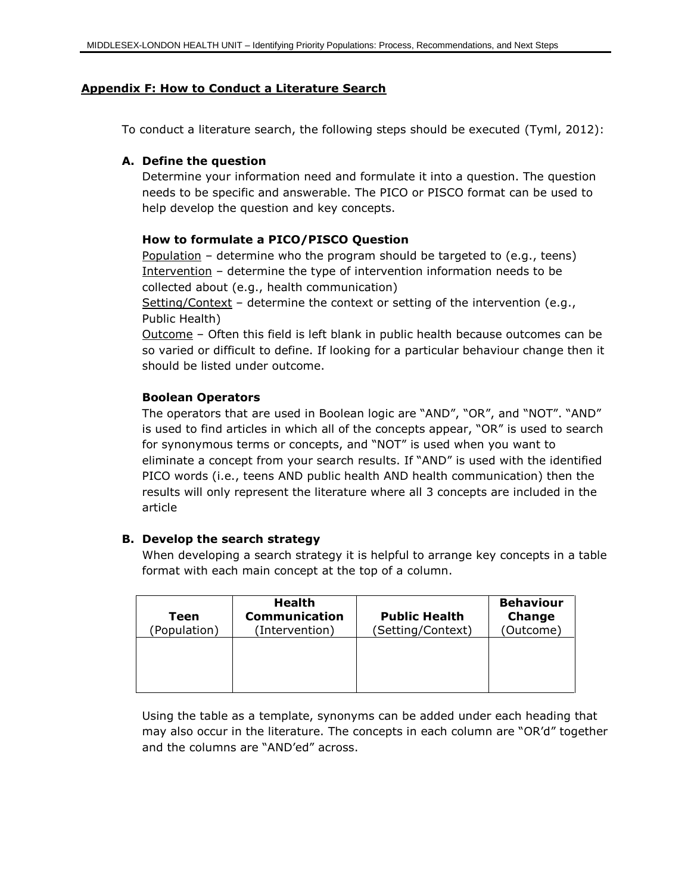## Appendix F: How to Conduct a Literature Search

To conduct a literature search, the following steps should be executed (Tyml, 2012):

**A. Define the question**

Determine your information need and formulate it into a question. The question needs to be specific and answerable. The PICO or PISCO format can be used to help develop the question and key concepts.

**How to formulate a PICO/PISCO Question**

Population – determine who the program should be targeted to (e.g., teens)
Intervention – determine the type of intervention information needs to be collected about (e.g., health communication)
Setting/Context – determine the context or setting of the intervention (e.g., Public Health)
Outcome – Often this field is left blank in public health because outcomes can be so varied or difficult to define. If looking for a particular behaviour change then it should be listed under outcome.

**Boolean Operators**

The operators that are used in Boolean logic are "AND", "OR", and "NOT". "AND" is used to find articles in which all of the concepts appear, "OR" is used to search for synonymous terms or concepts, and "NOT" is used when you want to eliminate a concept from your search results. If "AND" is used with the identified PICO words (i.e., teens AND public health AND health communication) then the results will only represent the literature where all 3 concepts are included in the article

**B. Develop the search strategy**

When developing a search strategy it is helpful to arrange key concepts in a table format with each main concept at the top of a column.

| **Teen** (Population) | **Health Communication** (Intervention) | **Public Health** (Setting/Context) | **Behaviour Change** (Outcome) |
|---|---|---|---|
| | | | |

Using the table as a template, synonyms can be added under each heading that may also occur in the literature. The concepts in each column are "OR'd" together and the columns are "AND'ed" across.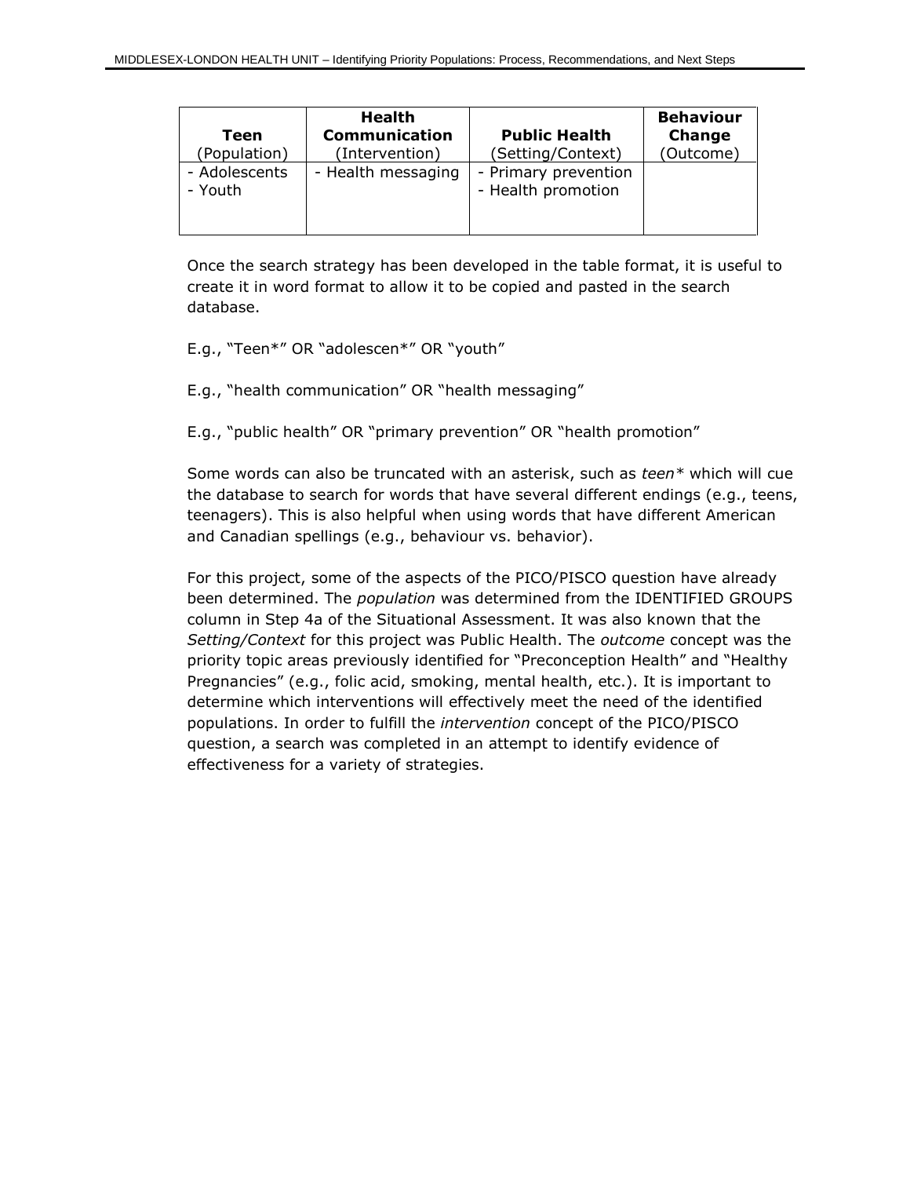| Teen (Population) | Health Communication (Intervention) | Public Health (Setting/Context) | Behaviour Change (Outcome) |
|---|---|---|---|
| - Adolescents<br>- Youth | - Health messaging | - Primary prevention<br>- Health promotion | |

Once the search strategy has been developed in the table format, it is useful to create it in word format to allow it to be copied and pasted in the search database.

E.g., "Teen*" OR "adolescen*" OR "youth"

E.g., "health communication" OR "health messaging"

E.g., "public health" OR "primary prevention" OR "health promotion"

Some words can also be truncated with an asterisk, such as *teen** which will cue the database to search for words that have several different endings (e.g., teens, teenagers). This is also helpful when using words that have different American and Canadian spellings (e.g., behaviour vs. behavior).

For this project, some of the aspects of the PICO/PISCO question have already been determined. The *population* was determined from the IDENTIFIED GROUPS column in Step 4a of the Situational Assessment. It was also known that the *Setting/Context* for this project was Public Health. The *outcome* concept was the priority topic areas previously identified for "Preconception Health" and "Healthy Pregnancies" (e.g., folic acid, smoking, mental health, etc.). It is important to determine which interventions will effectively meet the need of the identified populations. In order to fulfill the *intervention* concept of the PICO/PISCO question, a search was completed in an attempt to identify evidence of effectiveness for a variety of strategies.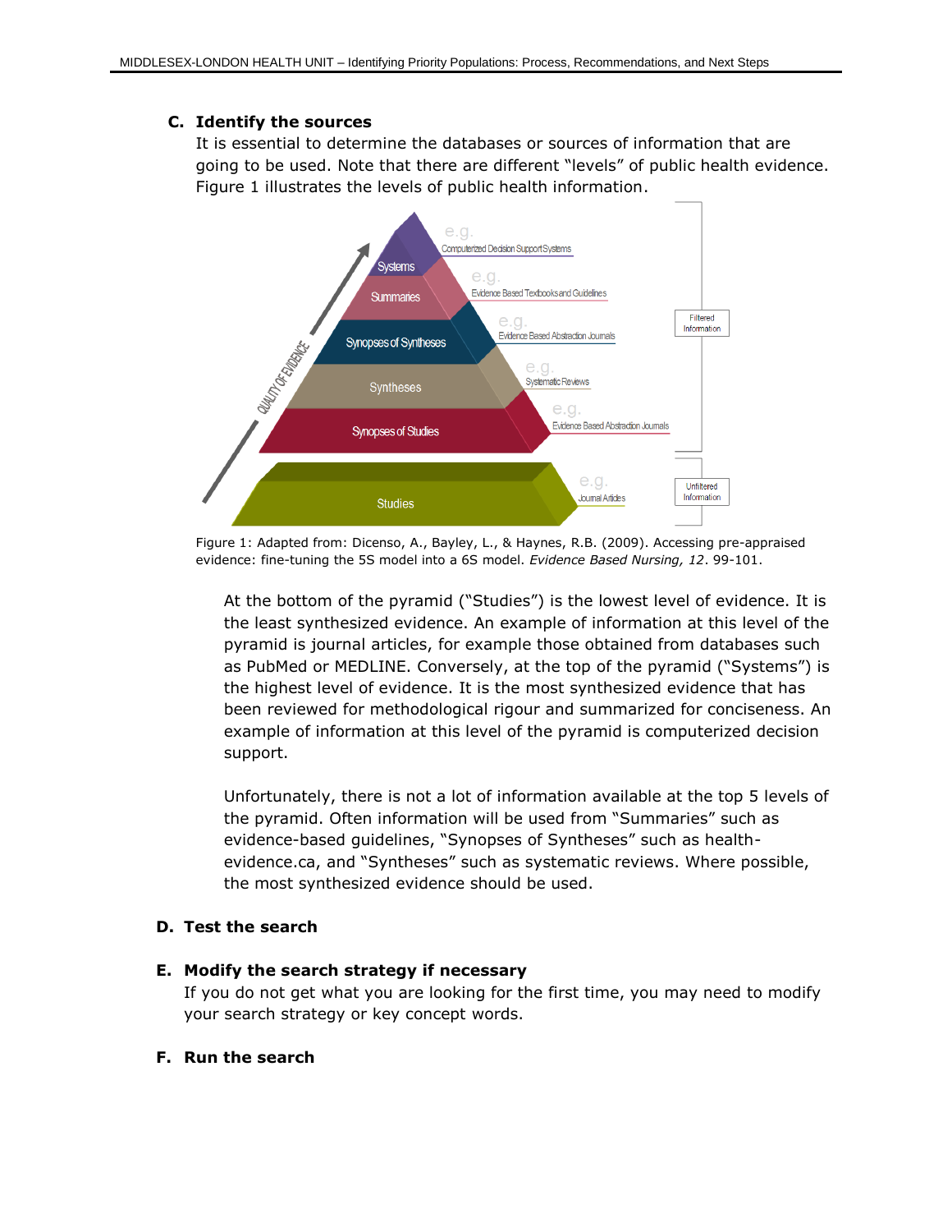**C. Identify the sources**

It is essential to determine the databases or sources of information that are going to be used. Note that there are different "levels" of public health evidence. Figure 1 illustrates the levels of public health information.

QUALITY OF EVIDENCE

Systems
e.g. Computerized Decision Support Systems

Summaries
e.g. Evidence Based Textbooks and Guidelines

Synopses of Syntheses
e.g. Evidence Based Abstraction Journals

Syntheses
e.g. Systematic Reviews

Synopses of Studies
e.g. Evidence Based Abstraction Journals

Studies
e.g. Journal Articles

Filtered Information

Unfiltered Information

Figure 1: Adapted from: Dicenso, A., Bayley, L., & Haynes, R.B. (2009). Accessing pre-appraised evidence: fine-tuning the 5S model into a 6S model. *Evidence Based Nursing, 12*. 99-101.

At the bottom of the pyramid ("Studies") is the lowest level of evidence. It is the least synthesized evidence. An example of information at this level of the pyramid is journal articles, for example those obtained from databases such as PubMed or MEDLINE. Conversely, at the top of the pyramid ("Systems") is the highest level of evidence. It is the most synthesized evidence that has been reviewed for methodological rigour and summarized for conciseness. An example of information at this level of the pyramid is computerized decision support.

Unfortunately, there is not a lot of information available at the top 5 levels of the pyramid. Often information will be used from "Summaries" such as evidence-based guidelines, "Synopses of Syntheses" such as health-evidence.ca, and "Syntheses" such as systematic reviews. Where possible, the most synthesized evidence should be used.

**D. Test the search**

**E. Modify the search strategy if necessary**

If you do not get what you are looking for the first time, you may need to modify your search strategy or key concept words.

**F. Run the search**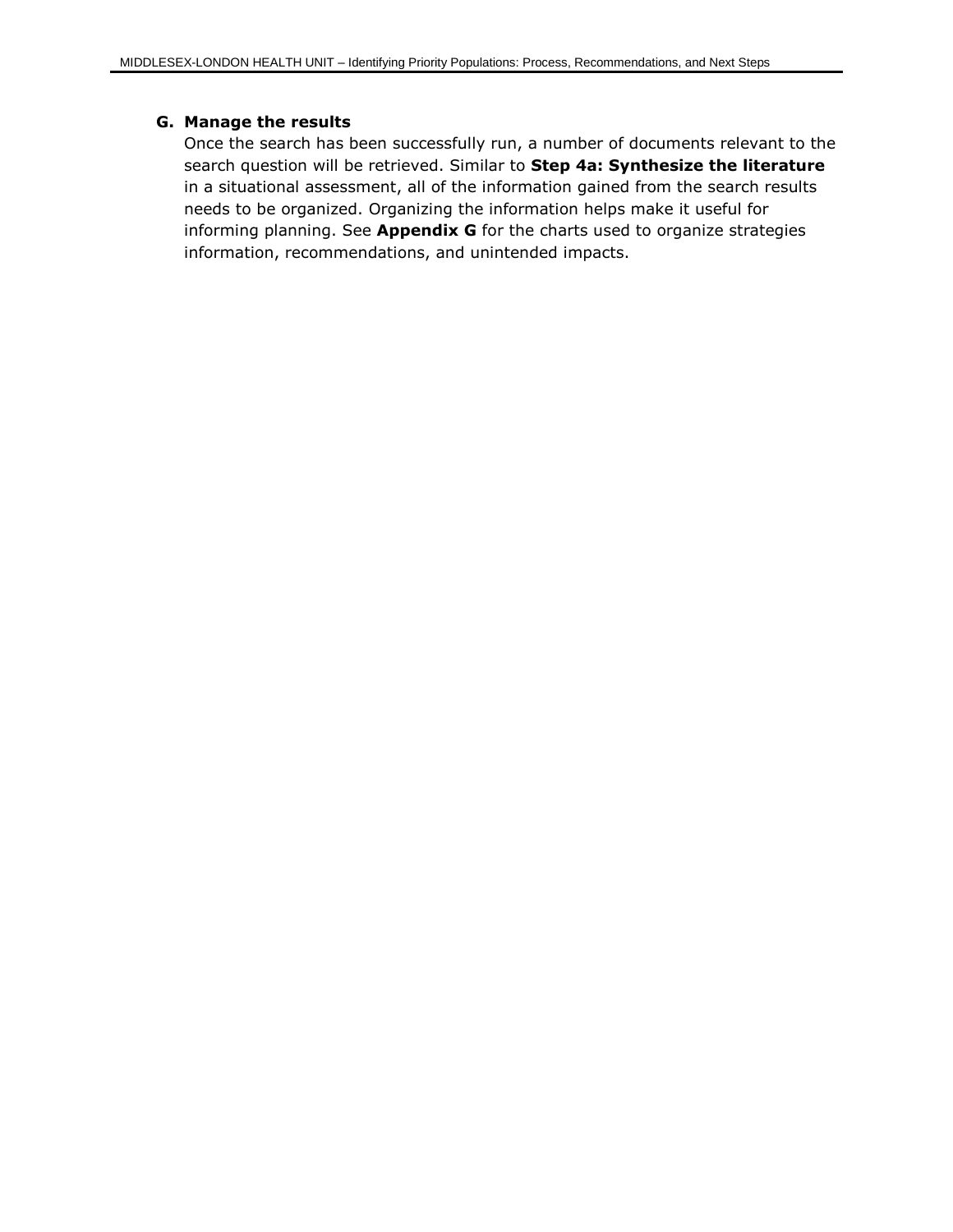**G. Manage the results**

Once the search has been successfully run, a number of documents relevant to the search question will be retrieved. Similar to **Step 4a: Synthesize the literature** in a situational assessment, all of the information gained from the search results needs to be organized. Organizing the information helps make it useful for informing planning. See **Appendix G** for the charts used to organize strategies information, recommendations, and unintended impacts.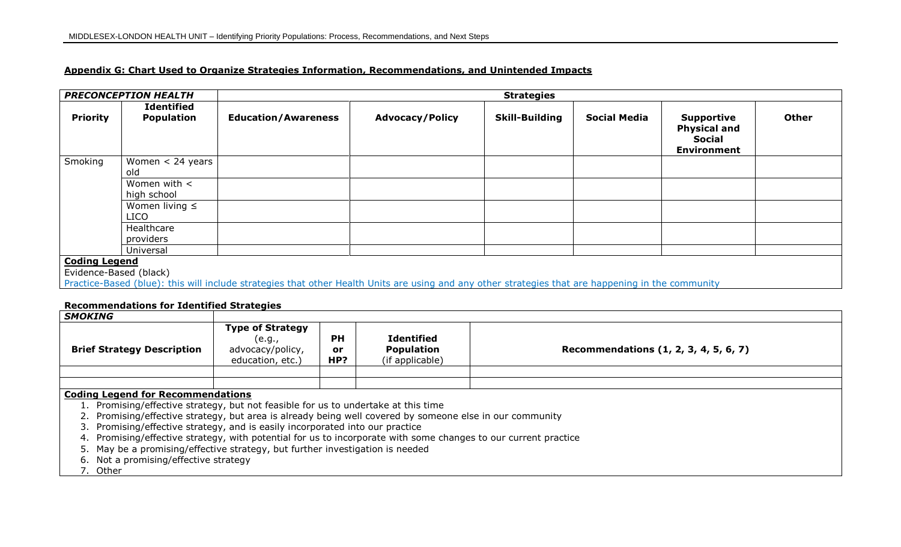## Appendix G: Chart Used to Organize Strategies Information, Recommendations, and Unintended Impacts

| ***PRECONCEPTION HEALTH*** | | **Strategies** | | | | | |
|---|---|---|---|---|---|---|---|
| **Priority** | **Identified Population** | **Education/Awareness** | **Advocacy/Policy** | **Skill-Building** | **Social Media** | **Supportive Physical and Social Environment** | **Other** |
| Smoking | Women < 24 years old | | | | | | |
| | Women with < high school | | | | | | |
| | Women living ≤ LICO | | | | | | |
| | Healthcare providers | | | | | | |
| | Universal | | | | | | |

**Coding Legend**

Evidence-Based (black)

Practice-Based (blue): this will include strategies that other Health Units are using and any other strategies that are happening in the community

### Recommendations for Identified Strategies

| ***SMOKING*** | | | | |
|---|---|---|---|---|
| **Brief Strategy Description** | **Type of Strategy** (e.g., advocacy/policy, education, etc.) | **PH or HP?** | **Identified Population** (if applicable) | **Recommendations (1, 2, 3, 4, 5, 6, 7)** |
| | | | | |
| | | | | |

**Coding Legend for Recommendations**

1. Promising/effective strategy, but not feasible for us to undertake at this time
2. Promising/effective strategy, but area is already being well covered by someone else in our community
3. Promising/effective strategy, and is easily incorporated into our practice
4. Promising/effective strategy, with potential for us to incorporate with some changes to our current practice
5. May be a promising/effective strategy, but further investigation is needed
6. Not a promising/effective strategy
7. Other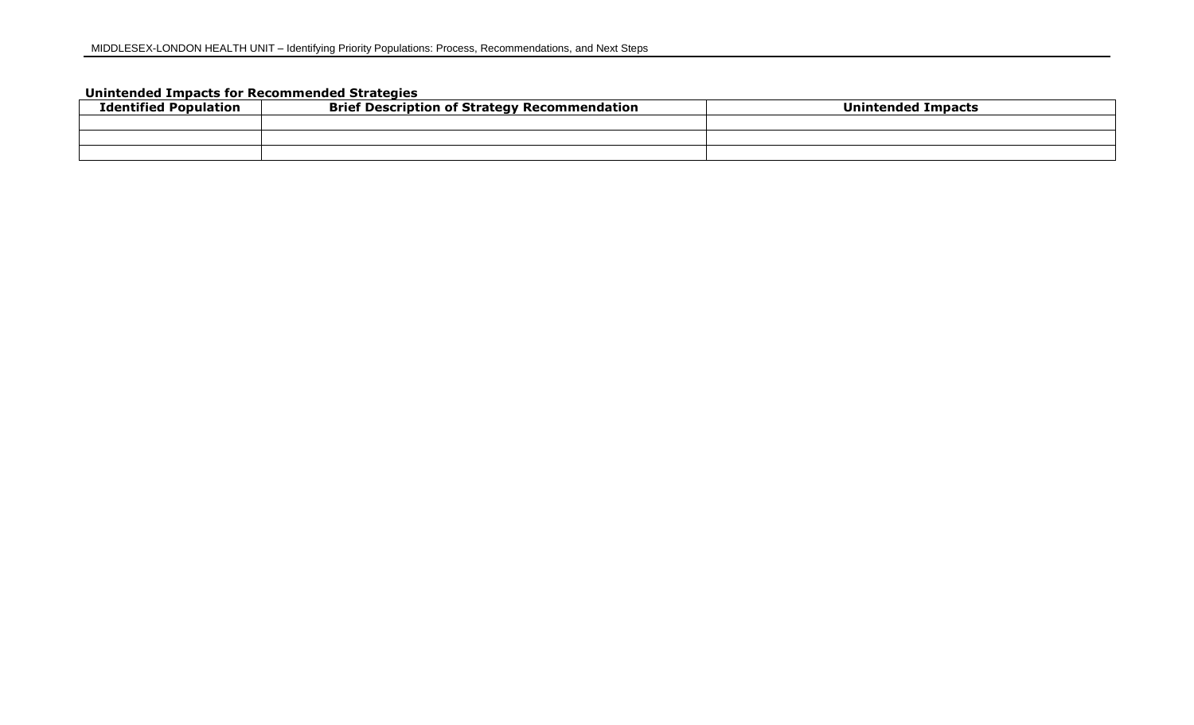**Unintended Impacts for Recommended Strategies**

| Identified Population | Brief Description of Strategy Recommendation | Unintended Impacts |
|---|---|---|
| | | |
| | | |
| | | |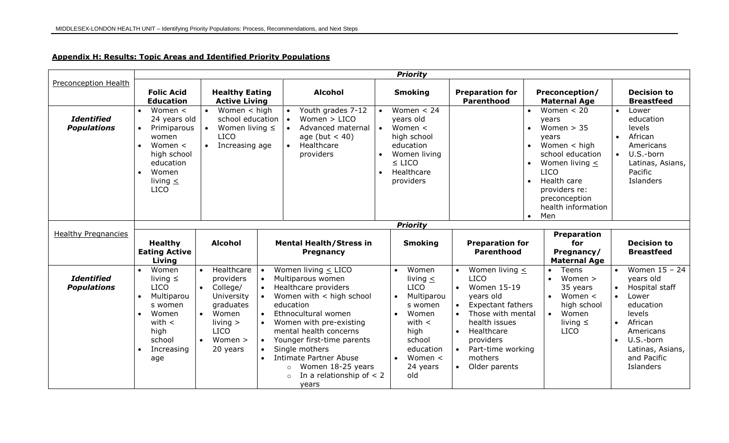## Appendix H: Results: Topic Areas and Identified Priority Populations

| Preconception Health | *Priority* | | | | | | |
|---|---|---|---|---|---|---|---|
| | **Folic Acid Education** | **Healthy Eating Active Living** | **Alcohol** | **Smoking** | **Preparation for Parenthood** | **Preconception/ Maternal Age** | **Decision to Breastfeed** |
| ***Identified Populations*** | • Women < 24 years old<br>• Primiparous women<br>• Women < high school education<br>• Women living ≤ LICO | • Women < high school education<br>• Women living ≤ LICO<br>• Increasing age | • Youth grades 7-12<br>• Women > LICO<br>• Advanced maternal age (but < 40)<br>• Healthcare providers | • Women < 24 years old<br>• Women < high school education<br>• Women living ≤ LICO<br>• Healthcare providers | | • Women < 20 years<br>• Women > 35 years<br>• Women < high school education<br>• Women living ≤ LICO<br>• Health care providers re: preconception health information<br>• Men | • Lower education levels<br>• African Americans<br>• U.S.-born Latinas, Asians, Pacific Islanders |

| Healthy Pregnancies | *Priority* | | | | | | |
|---|---|---|---|---|---|---|---|
| | **Healthy Eating Active Living** | **Alcohol** | **Mental Health/Stress in Pregnancy** | **Smoking** | **Preparation for Parenthood** | **Preparation for Pregnancy/ Maternal Age** | **Decision to Breastfeed** |
| ***Identified Populations*** | • Women living ≤ LICO<br>• Multiparous women<br>• Women with < high school<br>• Increasing age | • Healthcare providers<br>• College/ University graduates<br>• Women living > LICO<br>• Women > 20 years | • Women living ≤ LICO<br>• Multiparous women<br>• Healthcare providers<br>• Women with < high school education<br>• Ethnocultural women<br>• Women with pre-existing mental health concerns<br>• Younger first-time parents<br>• Single mothers<br>• Intimate Partner Abuse<br>  ○ Women 18-25 years<br>  ○ In a relationship of < 2 years | • Women living ≤ LICO<br>• Multiparous women<br>• Women with < high school education<br>• Women < 24 years old | • Women living ≤ LICO<br>• Women 15-19 years old<br>• Expectant fathers<br>• Those with mental health issues<br>• Healthcare providers<br>• Part-time working mothers<br>• Older parents | • Teens<br>• Women > 35 years<br>• Women < high school education<br>• Women living ≤ LICO | • Women 15 – 24 years old<br>• Hospital staff<br>• Lower education levels<br>• African Americans<br>• U.S.-born Latinas, Asians, and Pacific Islanders |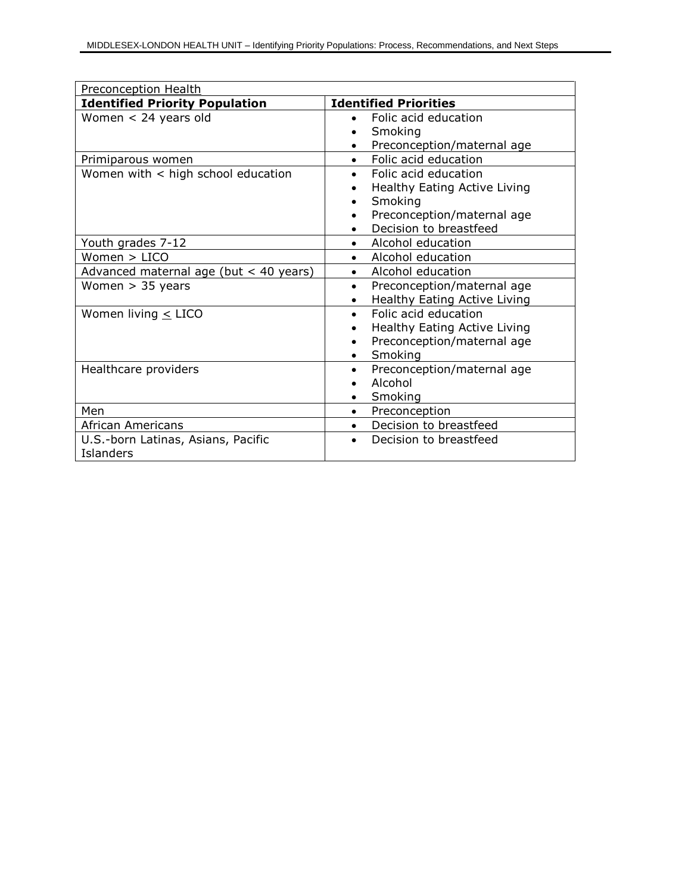| Preconception Health | |
|---|---|
| **Identified Priority Population** | **Identified Priorities** |
| Women < 24 years old | • Folic acid education<br>• Smoking<br>• Preconception/maternal age |
| Primiparous women | • Folic acid education |
| Women with < high school education | • Folic acid education<br>• Healthy Eating Active Living<br>• Smoking<br>• Preconception/maternal age<br>• Decision to breastfeed |
| Youth grades 7-12 | • Alcohol education |
| Women > LICO | • Alcohol education |
| Advanced maternal age (but < 40 years) | • Alcohol education |
| Women > 35 years | • Preconception/maternal age<br>• Healthy Eating Active Living |
| Women living ≤ LICO | • Folic acid education<br>• Healthy Eating Active Living<br>• Preconception/maternal age<br>• Smoking |
| Healthcare providers | • Preconception/maternal age<br>• Alcohol<br>• Smoking |
| Men | • Preconception |
| African Americans | • Decision to breastfeed |
| U.S.-born Latinas, Asians, Pacific Islanders | • Decision to breastfeed |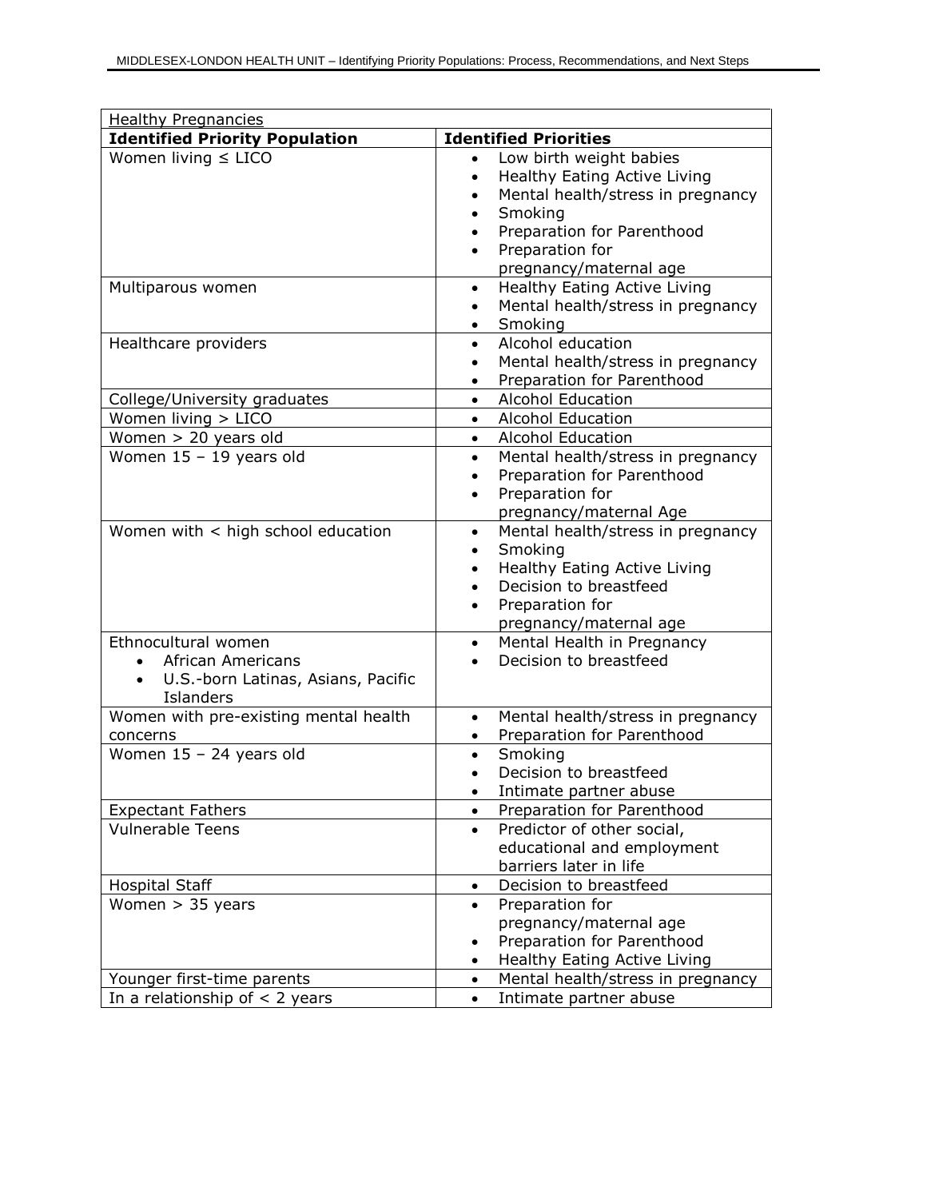| Healthy Pregnancies | |
|---|---|
| **Identified Priority Population** | **Identified Priorities** |
| Women living ≤ LICO | • Low birth weight babies<br>• Healthy Eating Active Living<br>• Mental health/stress in pregnancy<br>• Smoking<br>• Preparation for Parenthood<br>• Preparation for pregnancy/maternal age |
| Multiparous women | • Healthy Eating Active Living<br>• Mental health/stress in pregnancy<br>• Smoking |
| Healthcare providers | • Alcohol education<br>• Mental health/stress in pregnancy<br>• Preparation for Parenthood |
| College/University graduates | • Alcohol Education |
| Women living > LICO | • Alcohol Education |
| Women > 20 years old | • Alcohol Education |
| Women 15 – 19 years old | • Mental health/stress in pregnancy<br>• Preparation for Parenthood<br>• Preparation for pregnancy/maternal Age |
| Women with < high school education | • Mental health/stress in pregnancy<br>• Smoking<br>• Healthy Eating Active Living<br>• Decision to breastfeed<br>• Preparation for pregnancy/maternal age |
| Ethnocultural women<br>• African Americans<br>• U.S.-born Latinas, Asians, Pacific Islanders | • Mental Health in Pregnancy<br>• Decision to breastfeed |
| Women with pre-existing mental health concerns | • Mental health/stress in pregnancy<br>• Preparation for Parenthood |
| Women 15 – 24 years old | • Smoking<br>• Decision to breastfeed<br>• Intimate partner abuse |
| Expectant Fathers | • Preparation for Parenthood |
| Vulnerable Teens | • Predictor of other social, educational and employment barriers later in life |
| Hospital Staff | • Decision to breastfeed |
| Women > 35 years | • Preparation for pregnancy/maternal age<br>• Preparation for Parenthood<br>• Healthy Eating Active Living |
| Younger first-time parents | • Mental health/stress in pregnancy |
| In a relationship of < 2 years | • Intimate partner abuse |